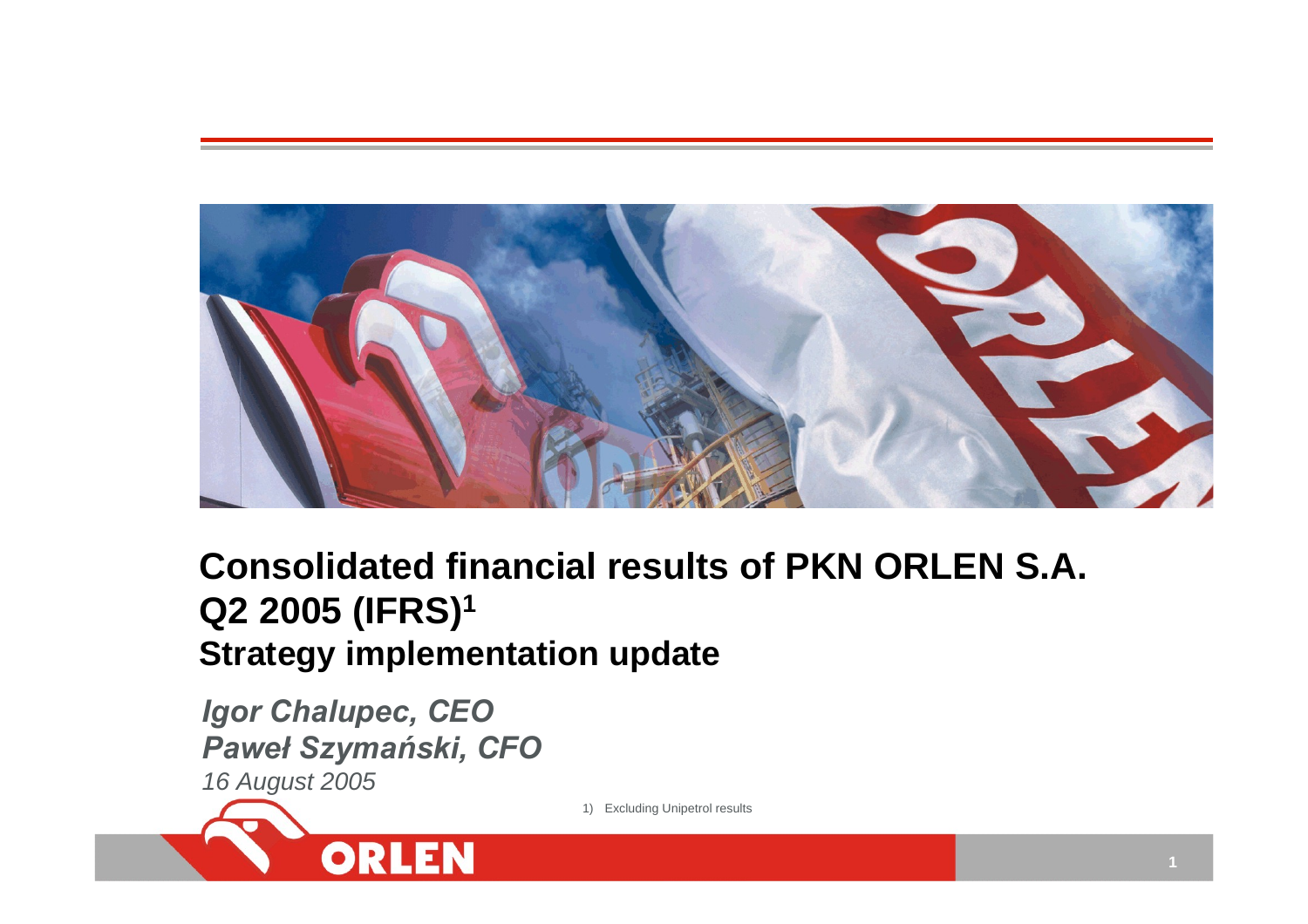# Consolidated financial results of PKN ORLEN S.A. Q2 2005 (IFRS)[1]

## Strategy implementation update

***Igor Chalupec, CEO***

***Paweł Szymański, CFO***

*16 August 2005*

1) Excluding Unipetrol results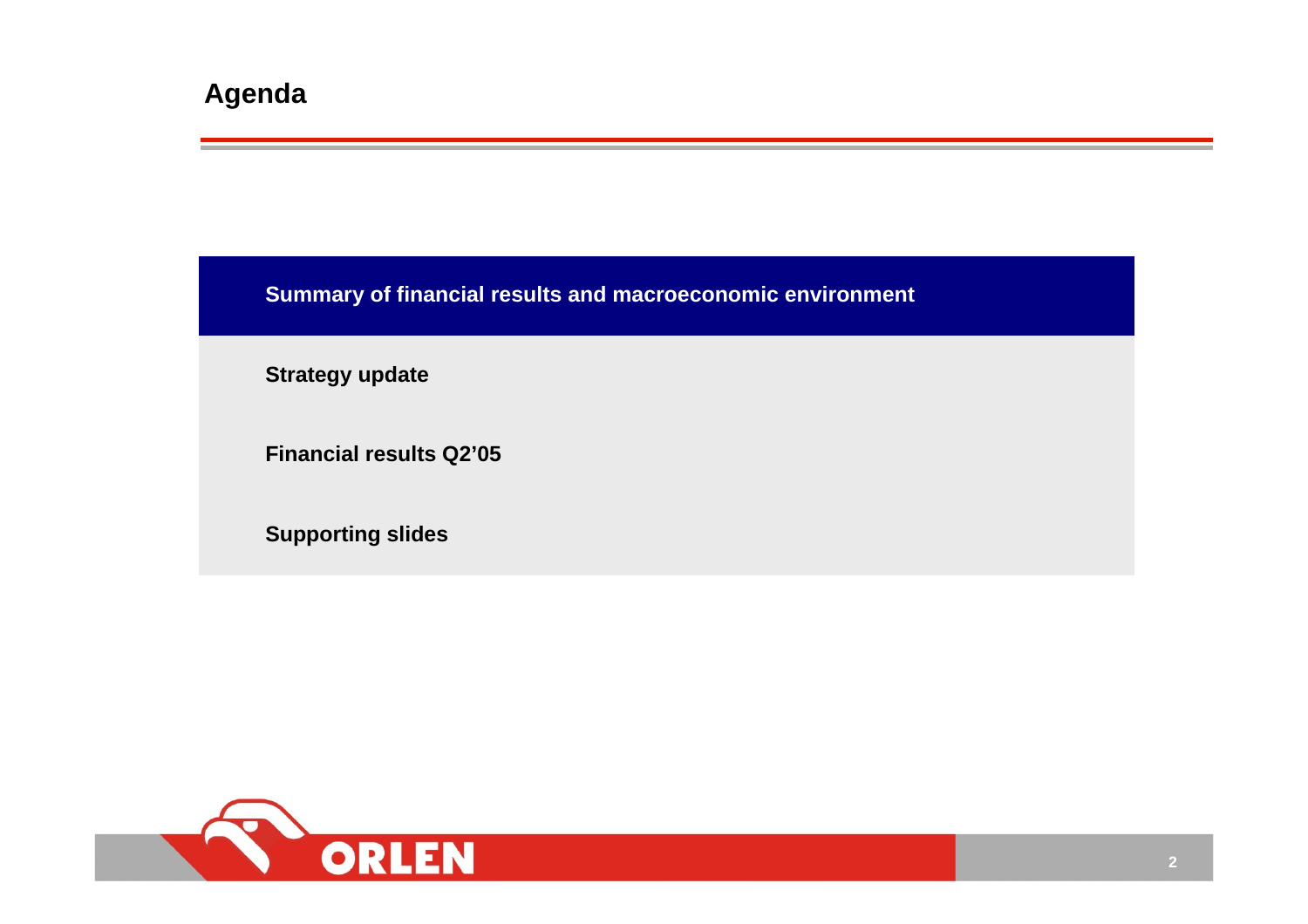# Agenda

- **Summary of financial results and macroeconomic environment**
- **Strategy update**
- **Financial results Q2'05**
- **Supporting slides**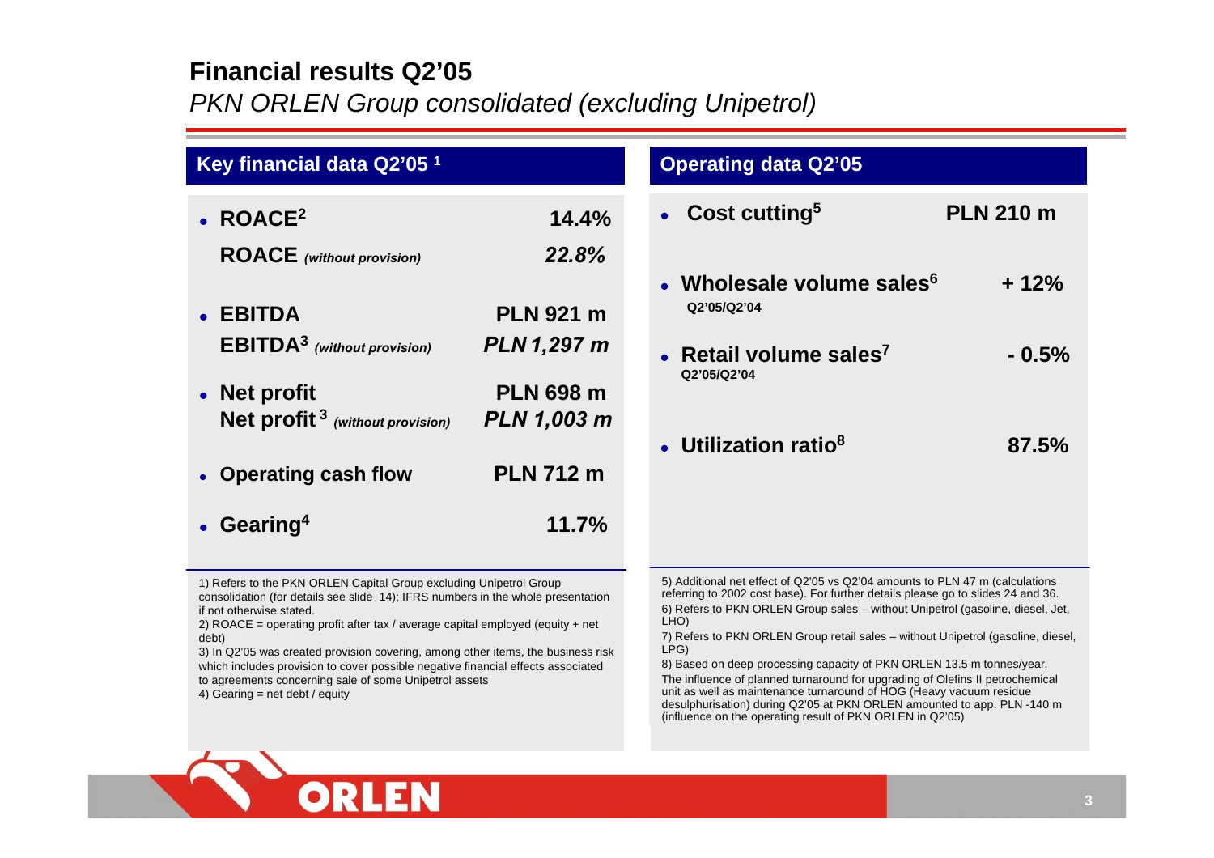# Financial results Q2'05

*PKN ORLEN Group consolidated (excluding Unipetrol)*

## Key financial data Q2'05 [1]

| | |
|---|---|
| **ROACE**[2] | **14.4%** |
| **ROACE** *(without provision)* | ***22.8%*** |
| **EBITDA** | **PLN 921 m** |
| **EBITDA**[3] *(without provision)* | ***PLN 1,297 m*** |
| **Net profit** | **PLN 698 m** |
| **Net profit**[3] *(without provision)* | ***PLN 1,003 m*** |
| **Operating cash flow** | **PLN 712 m** |
| **Gearing**[4] | **11.7%** |

1) Refers to the PKN ORLEN Capital Group excluding Unipetrol Group consolidation (for details see slide 14); IFRS numbers in the whole presentation if not otherwise stated.

2) ROACE = operating profit after tax / average capital employed (equity + net debt)

3) In Q2'05 was created provision covering, among other items, the business risk which includes provision to cover possible negative financial effects associated to agreements concerning sale of some Unipetrol assets

4) Gearing = net debt / equity

## Operating data Q2'05

| | |
|---|---|
| **Cost cutting**[5] | **PLN 210 m** |
| **Wholesale volume sales**[6] Q2'05/Q2'04 | **+ 12%** |
| **Retail volume sales**[7] Q2'05/Q2'04 | **- 0.5%** |
| **Utilization ratio**[8] | **87.5%** |

5) Additional net effect of Q2'05 vs Q2'04 amounts to PLN 47 m (calculations referring to 2002 cost base). For further details please go to slides 24 and 36.

6) Refers to PKN ORLEN Group sales – without Unipetrol (gasoline, diesel, Jet, LHO)

7) Refers to PKN ORLEN Group retail sales – without Unipetrol (gasoline, diesel, LPG)

8) Based on deep processing capacity of PKN ORLEN 13.5 m tonnes/year.

The influence of planned turnaround for upgrading of Olefins II petrochemical unit as well as maintenance turnaround of HOG (Heavy vacuum residue desulphurisation) during Q2'05 at PKN ORLEN amounted to app. PLN -140 m (influence on the operating result of PKN ORLEN in Q2'05)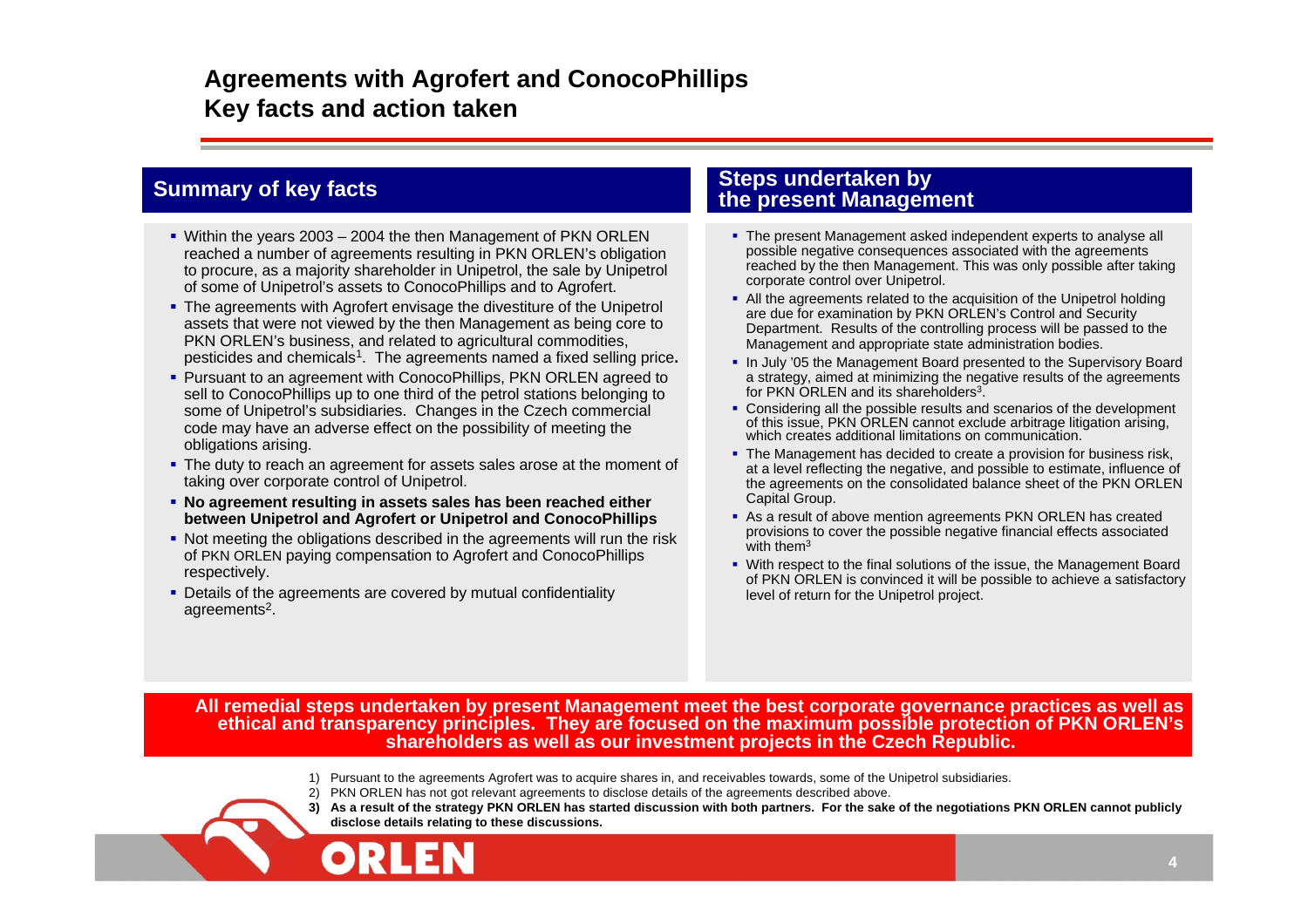# Agreements with Agrofert and ConocoPhillips
# Key facts and action taken

## Summary of key facts

- Within the years 2003 – 2004 the then Management of PKN ORLEN reached a number of agreements resulting in PKN ORLEN's obligation to procure, as a majority shareholder in Unipetrol, the sale by Unipetrol of some of Unipetrol's assets to ConocoPhillips and to Agrofert.
- The agreements with Agrofert envisage the divestiture of the Unipetrol assets that were not viewed by the then Management as being core to PKN ORLEN's business, and related to agricultural commodities, pesticides and chemicals[1]. The agreements named a fixed selling price**.**
- Pursuant to an agreement with ConocoPhillips, PKN ORLEN agreed to sell to ConocoPhillips up to one third of the petrol stations belonging to some of Unipetrol's subsidiaries. Changes in the Czech commercial code may have an adverse effect on the possibility of meeting the obligations arising.
- The duty to reach an agreement for assets sales arose at the moment of taking over corporate control of Unipetrol.
- **No agreement resulting in assets sales has been reached either between Unipetrol and Agrofert or Unipetrol and ConocoPhillips**
- Not meeting the obligations described in the agreements will run the risk of PKN ORLEN paying compensation to Agrofert and ConocoPhillips respectively.
- Details of the agreements are covered by mutual confidentiality agreements[2].

## Steps undertaken by the present Management

- The present Management asked independent experts to analyse all possible negative consequences associated with the agreements reached by the then Management. This was only possible after taking corporate control over Unipetrol.
- All the agreements related to the acquisition of the Unipetrol holding are due for examination by PKN ORLEN's Control and Security Department. Results of the controlling process will be passed to the Management and appropriate state administration bodies.
- In July '05 the Management Board presented to the Supervisory Board a strategy, aimed at minimizing the negative results of the agreements for PKN ORLEN and its shareholders[3].
- Considering all the possible results and scenarios of the development of this issue, PKN ORLEN cannot exclude arbitrage litigation arising, which creates additional limitations on communication.
- The Management has decided to create a provision for business risk, at a level reflecting the negative, and possible to estimate, influence of the agreements on the consolidated balance sheet of the PKN ORLEN Capital Group.
- As a result of above mention agreements PKN ORLEN has created provisions to cover the possible negative financial effects associated with them[3]
- With respect to the final solutions of the issue, the Management Board of PKN ORLEN is convinced it will be possible to achieve a satisfactory level of return for the Unipetrol project.

**All remedial steps undertaken by present Management meet the best corporate governance practices as well as ethical and transparency principles. They are focused on the maximum possible protection of PKN ORLEN's shareholders as well as our investment projects in the Czech Republic.**

1) Pursuant to the agreements Agrofert was to acquire shares in, and receivables towards, some of the Unipetrol subsidiaries.
2) PKN ORLEN has not got relevant agreements to disclose details of the agreements described above.
3) **As a result of the strategy PKN ORLEN has started discussion with both partners. For the sake of the negotiations PKN ORLEN cannot publicly disclose details relating to these discussions.**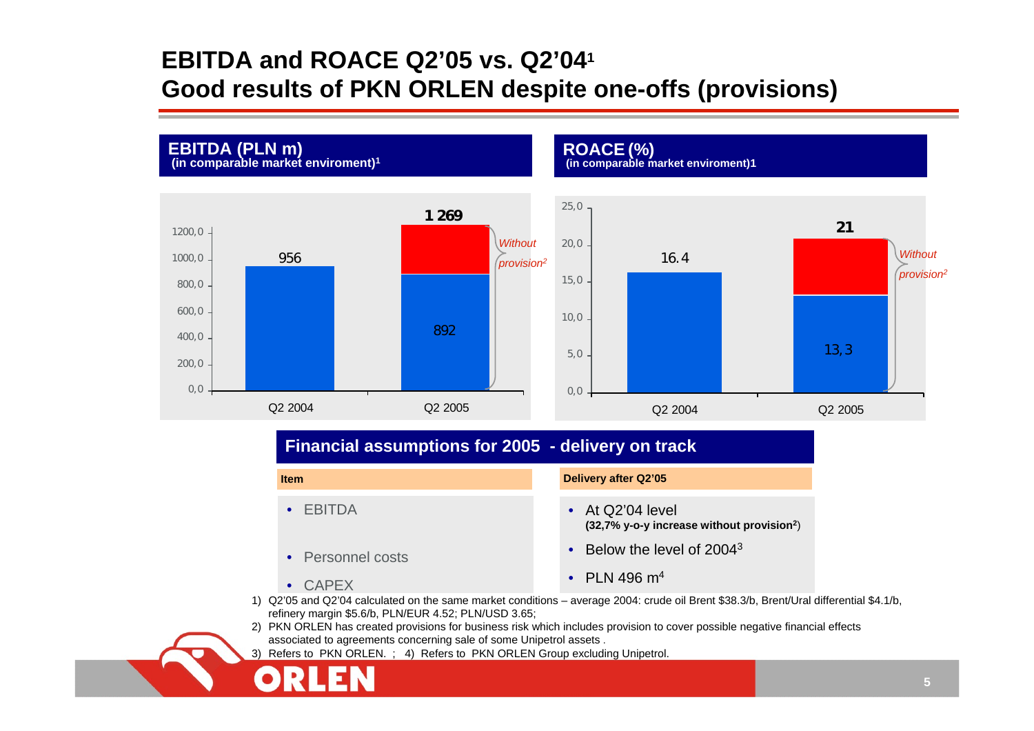# EBITDA and ROACE Q2'05 vs. Q2'04[1]

## Good results of PKN ORLEN despite one-offs (provisions)

**EBITDA (PLN m)**
**(in comparable market enviroment)[1]**

| | Q2 2004 | Q2 2005 |
|---|---|---|
| EBITDA | 956 | 892 |
| *Without provision[2]* | | 1 269 |

**ROACE (%)**
**(in comparable market enviroment)1**

| | Q2 2004 | Q2 2005 |
|---|---|---|
| ROACE | 16.4 | 13,3 |
| *Without provision[2]* | | 21 |

## Financial assumptions for 2005 - delivery on track

| Item | Delivery after Q2'05 |
|---|---|
| EBITDA | At Q2'04 level **(32,7% y-o-y increase without provision[2])** |
| Personnel costs | Below the level of 2004[3] |
| CAPEX | PLN 496 m[4] |

1) Q2'05 and Q2'04 calculated on the same market conditions – average 2004: crude oil Brent $38.3/b, Brent/Ural differential $4.1/b, refinery margin $5.6/b, PLN/EUR 4.52; PLN/USD 3.65;
2) PKN ORLEN has created provisions for business risk which includes provision to cover possible negative financial effects associated to agreements concerning sale of some Unipetrol assets .
3) Refers to PKN ORLEN. ; 4) Refers to PKN ORLEN Group excluding Unipetrol.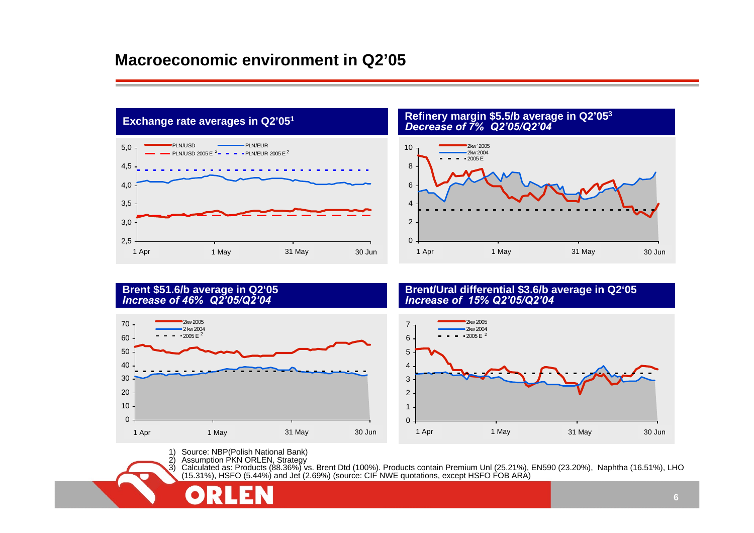# Macroeconomic environment in Q2'05

## Exchange rate averages in Q2'05[1]

PLN/USD — PLN/EUR — PLN/USD 2005 E [2] — PLN/EUR 2005 E [2]

5,0 / 4,5 / 4,0 / 3,5 / 3,0 / 2,5

1 Apr — 1 May — 31 May — 30 Jun

## Refinery margin \$5.5/b average in Q2'05[3]

*Decrease of 7% Q2'05/Q2'04*

2kw '2005 — 2kw 2004 — 2005 E

10 / 8 / 6 / 4 / 2 / 0

1 Apr — 1 May — 31 May — 30 Jun

## Brent \$51.6/b average in Q2'05

*Increase of 46% Q2'05/Q2'04*

2kw 2005 — 2 kw 2004 — 2005 E [2]

70 / 60 / 50 / 40 / 30 / 20 / 10 / 0

1 Apr — 1 May — 31 May — 30 Jun

## Brent/Ural differential \$3.6/b average in Q2'05

*Increase of 15% Q2'05/Q2'04*

2kw 2005 — 2kw 2004 — 2005 E [2]

7 / 6 / 5 / 4 / 3 / 2 / 1 / 0

1 Apr — 1 May — 31 May — 30 Jun

1) Source: NBP(Polish National Bank)
2) Assumption PKN ORLEN, Strategy
3) Calculated as: Products (88.36%) vs. Brent Dtd (100%). Products contain Premium Unl (25.21%), EN590 (23.20%), Naphtha (16.51%), LHO (15.31%), HSFO (5.44%) and Jet (2.69%) (source: CIF NWE quotations, except HSFO FOB ARA)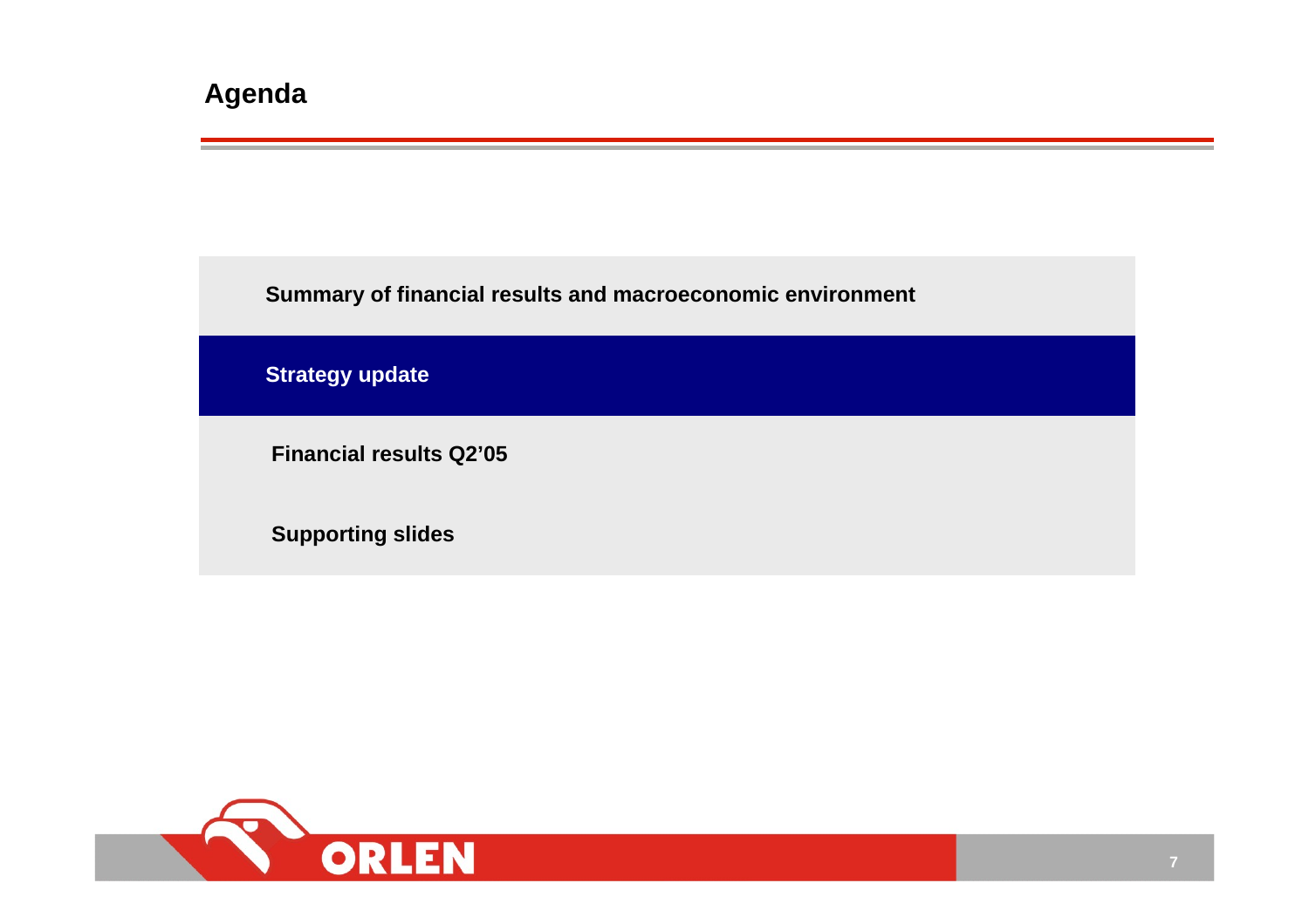# Agenda

- Summary of financial results and macroeconomic environment
- **Strategy update**
- Financial results Q2'05
- Supporting slides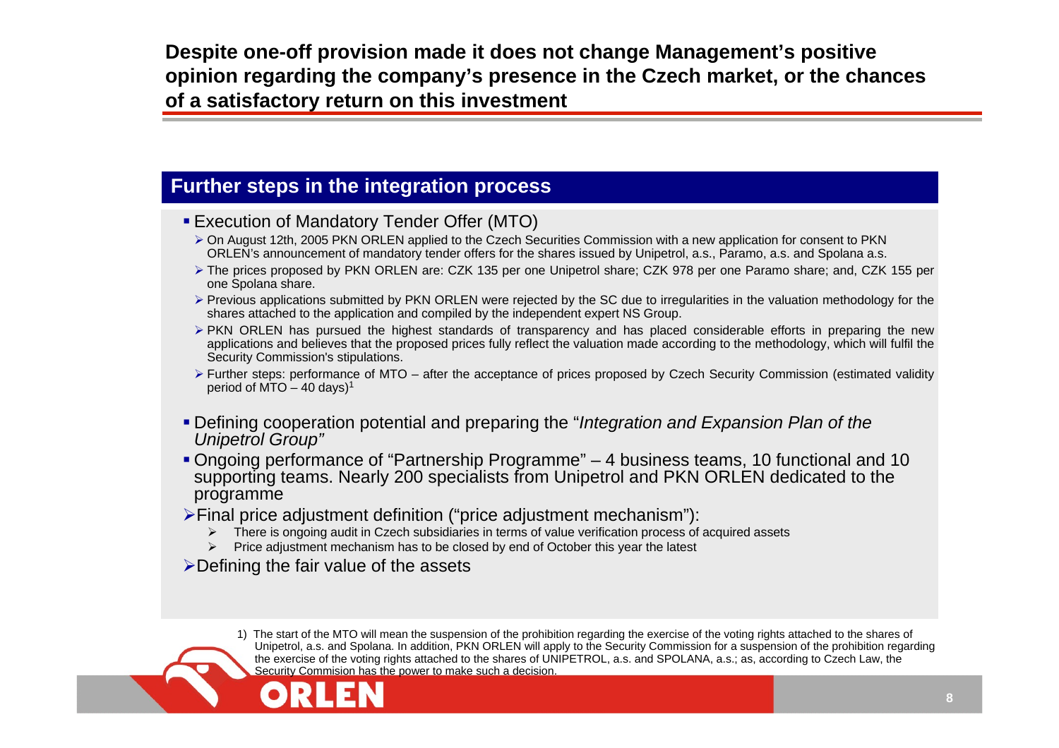# Despite one-off provision made it does not change Management's positive opinion regarding the company's presence in the Czech market, or the chances of a satisfactory return on this investment

## Further steps in the integration process

- Execution of Mandatory Tender Offer (MTO)
  - On August 12th, 2005 PKN ORLEN applied to the Czech Securities Commission with a new application for consent to PKN ORLEN's announcement of mandatory tender offers for the shares issued by Unipetrol, a.s., Paramo, a.s. and Spolana a.s.
  - The prices proposed by PKN ORLEN are: CZK 135 per one Unipetrol share; CZK 978 per one Paramo share; and, CZK 155 per one Spolana share.
  - Previous applications submitted by PKN ORLEN were rejected by the SC due to irregularities in the valuation methodology for the shares attached to the application and compiled by the independent expert NS Group.
  - PKN ORLEN has pursued the highest standards of transparency and has placed considerable efforts in preparing the new applications and believes that the proposed prices fully reflect the valuation made according to the methodology, which will fulfil the Security Commission's stipulations.
  - Further steps: performance of MTO – after the acceptance of prices proposed by Czech Security Commission (estimated validity period of MTO – 40 days)[1]
- Defining cooperation potential and preparing the "*Integration and Expansion Plan of the Unipetrol Group"*
- Ongoing performance of "Partnership Programme" – 4 business teams, 10 functional and 10 supporting teams. Nearly 200 specialists from Unipetrol and PKN ORLEN dedicated to the programme
- Final price adjustment definition ("price adjustment mechanism"):
  - There is ongoing audit in Czech subsidiaries in terms of value verification process of acquired assets
  - Price adjustment mechanism has to be closed by end of October this year the latest
- Defining the fair value of the assets

1) The start of the MTO will mean the suspension of the prohibition regarding the exercise of the voting rights attached to the shares of Unipetrol, a.s. and Spolana. In addition, PKN ORLEN will apply to the Security Commission for a suspension of the prohibition regarding the exercise of the voting rights attached to the shares of UNIPETROL, a.s. and SPOLANA, a.s.; as, according to Czech Law, the Security Commision has the power to make such a decision.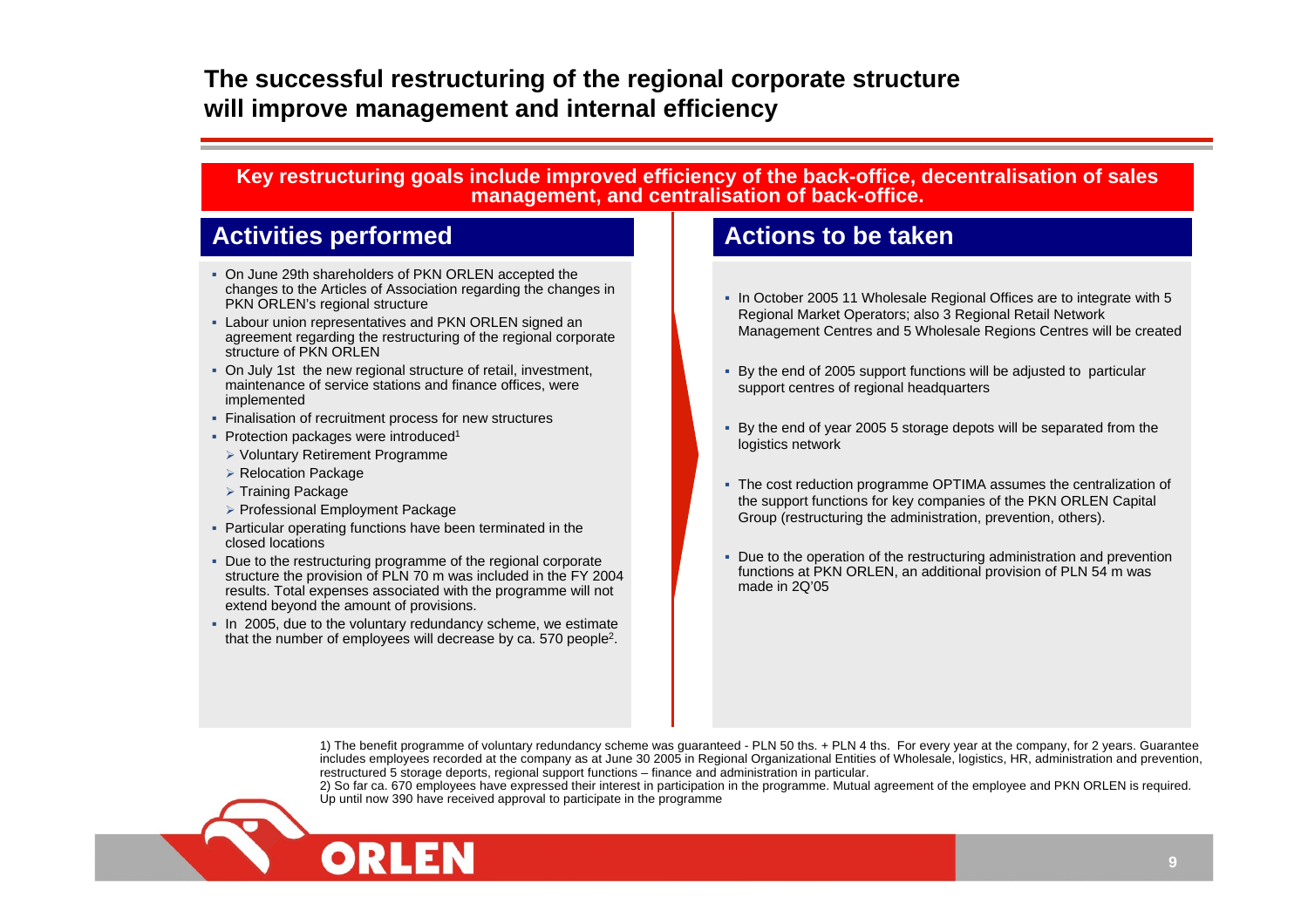# The successful restructuring of the regional corporate structure will improve management and internal efficiency

**Key restructuring goals include improved efficiency of the back-office, decentralisation of sales management, and centralisation of back-office.**

## Activities performed

- On June 29th shareholders of PKN ORLEN accepted the changes to the Articles of Association regarding the changes in PKN ORLEN's regional structure
- Labour union representatives and PKN ORLEN signed an agreement regarding the restructuring of the regional corporate structure of PKN ORLEN
- On July 1st the new regional structure of retail, investment, maintenance of service stations and finance offices, were implemented
- Finalisation of recruitment process for new structures
- Protection packages were introduced[1]
  - Voluntary Retirement Programme
  - Relocation Package
  - Training Package
  - Professional Employment Package
- Particular operating functions have been terminated in the closed locations
- Due to the restructuring programme of the regional corporate structure the provision of PLN 70 m was included in the FY 2004 results. Total expenses associated with the programme will not extend beyond the amount of provisions.
- In 2005, due to the voluntary redundancy scheme, we estimate that the number of employees will decrease by ca. 570 people[2].

## Actions to be taken

- In October 2005 11 Wholesale Regional Offices are to integrate with 5 Regional Market Operators; also 3 Regional Retail Network Management Centres and 5 Wholesale Regions Centres will be created
- By the end of 2005 support functions will be adjusted to particular support centres of regional headquarters
- By the end of year 2005 5 storage depots will be separated from the logistics network
- The cost reduction programme OPTIMA assumes the centralization of the support functions for key companies of the PKN ORLEN Capital Group (restructuring the administration, prevention, others).
- Due to the operation of the restructuring administration and prevention functions at PKN ORLEN, an additional provision of PLN 54 m was made in 2Q'05

1) The benefit programme of voluntary redundancy scheme was guaranteed - PLN 50 ths. + PLN 4 ths. For every year at the company, for 2 years. Guarantee includes employees recorded at the company as at June 30 2005 in Regional Organizational Entities of Wholesale, logistics, HR, administration and prevention, restructured 5 storage deports, regional support functions – finance and administration in particular.

2) So far ca. 670 employees have expressed their interest in participation in the programme. Mutual agreement of the employee and PKN ORLEN is required. Up until now 390 have received approval to participate in the programme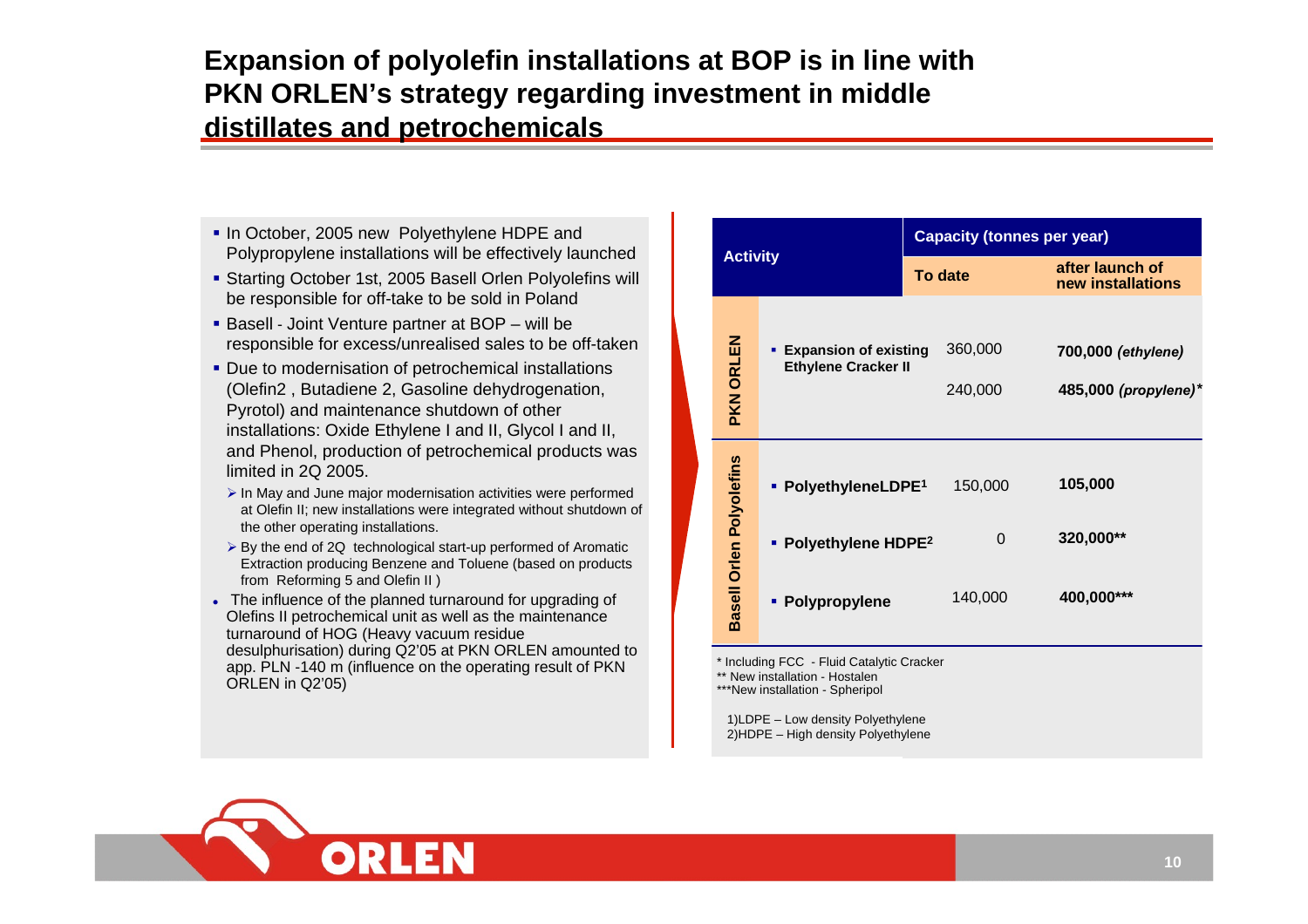# Expansion of polyolefin installations at BOP is in line with PKN ORLEN's strategy regarding investment in middle distillates and petrochemicals

- In October, 2005 new Polyethylene HDPE and Polypropylene installations will be effectively launched
- Starting October 1st, 2005 Basell Orlen Polyolefins will be responsible for off-take to be sold in Poland
- Basell - Joint Venture partner at BOP – will be responsible for excess/unrealised sales to be off-taken
- Due to modernisation of petrochemical installations (Olefin2 , Butadiene 2, Gasoline dehydrogenation, Pyrotol) and maintenance shutdown of other installations: Oxide Ethylene I and II, Glycol I and II, and Phenol, production of petrochemical products was limited in 2Q 2005.
  - In May and June major modernisation activities were performed at Olefin II; new installations were integrated without shutdown of the other operating installations.
  - By the end of 2Q technological start-up performed of Aromatic Extraction producing Benzene and Toluene (based on products from Reforming 5 and Olefin II )
- The influence of the planned turnaround for upgrading of Olefins II petrochemical unit as well as the maintenance turnaround of HOG (Heavy vacuum residue desulphurisation) during Q2'05 at PKN ORLEN amounted to app. PLN -140 m (influence on the operating result of PKN ORLEN in Q2'05)

| | Activity | Capacity (tonnes per year) | |
|---|---|---|---|
| | | To date | after launch of new installations |
| PKN ORLEN | Expansion of existing Ethylene Cracker II | 360,000 | **700,000 *(ethylene)*** |
| | | 240,000 | **485,000 *(propylene)****** |
| Basell Orlen Polyolefins | PolyethyleneLDPE[1] | 150,000 | **105,000** |
| | Polyethylene HDPE[2] | 0 | **320,000**** |
| | Polypropylene | 140,000 | **400,000***** |

\* Including FCC - Fluid Catalytic Cracker
** New installation - Hostalen
***New installation - Spheripol

1)LDPE – Low density Polyethylene
2)HDPE – High density Polyethylene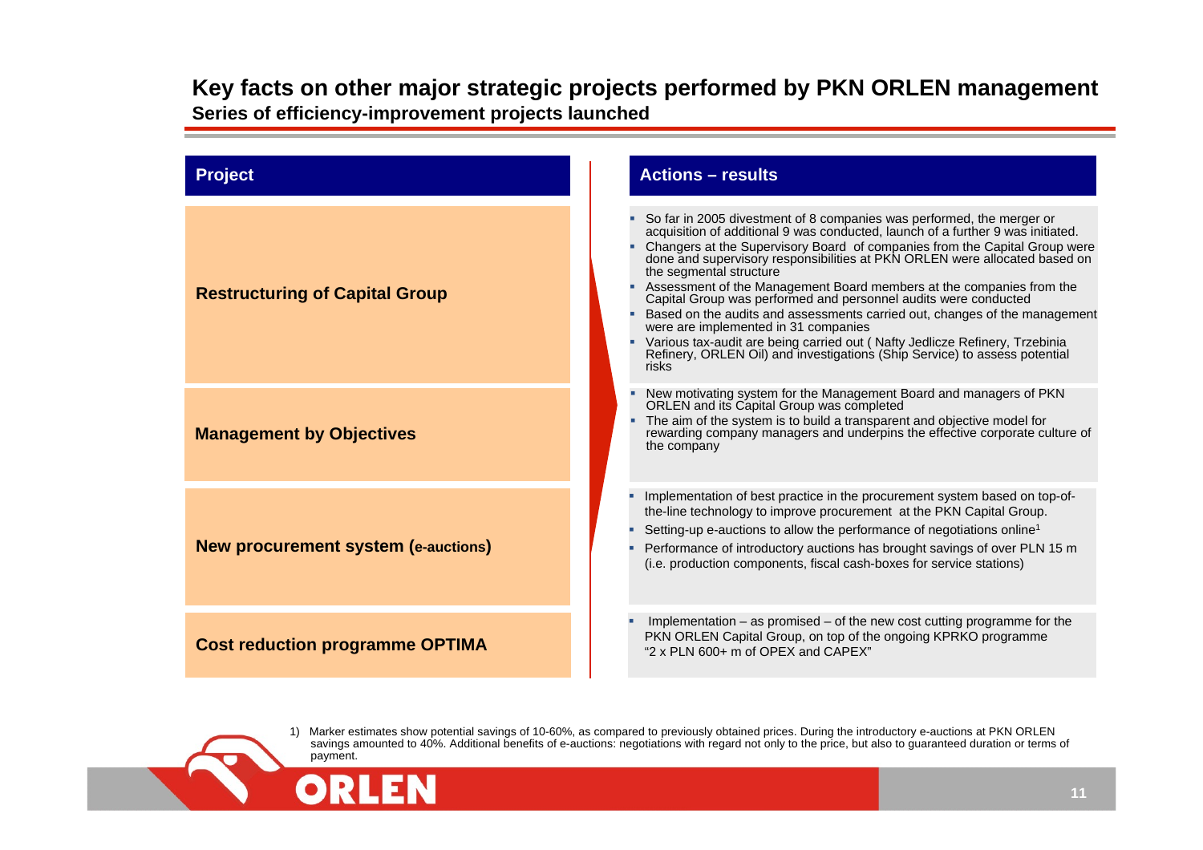# Key facts on other major strategic projects performed by PKN ORLEN management

## Series of efficiency-improvement projects launched

| Project | Actions – results |
|---|---|
| **Restructuring of Capital Group** | ▪ So far in 2005 divestment of 8 companies was performed, the merger or acquisition of additional 9 was conducted, launch of a further 9 was initiated.<br>▪ Changers at the Supervisory Board of companies from the Capital Group were done and supervisory responsibilities at PKN ORLEN were allocated based on the segmental structure<br>▪ Assessment of the Management Board members at the companies from the Capital Group was performed and personnel audits were conducted<br>▪ Based on the audits and assessments carried out, changes of the management were are implemented in 31 companies<br>▪ Various tax-audit are being carried out ( Nafty Jedlicze Refinery, Trzebinia Refinery, ORLEN Oil) and investigations (Ship Service) to assess potential risks |
| **Management by Objectives** | ▪ New motivating system for the Management Board and managers of PKN ORLEN and its Capital Group was completed<br>▪ The aim of the system is to build a transparent and objective model for rewarding company managers and underpins the effective corporate culture of the company |
| **New procurement system (e-auctions)** | ▪ Implementation of best practice in the procurement system based on top-of-the-line technology to improve procurement at the PKN Capital Group.<br>▪ Setting-up e-auctions to allow the performance of negotiations online[1]<br>▪ Performance of introductory auctions has brought savings of over PLN 15 m (i.e. production components, fiscal cash-boxes for service stations) |
| **Cost reduction programme OPTIMA** | ▪ Implementation – as promised – of the new cost cutting programme for the PKN ORLEN Capital Group, on top of the ongoing KPRKO programme "2 x PLN 600+ m of OPEX and CAPEX" |

1) Marker estimates show potential savings of 10-60%, as compared to previously obtained prices. During the introductory e-auctions at PKN ORLEN savings amounted to 40%. Additional benefits of e-auctions: negotiations with regard not only to the price, but also to guaranteed duration or terms of payment.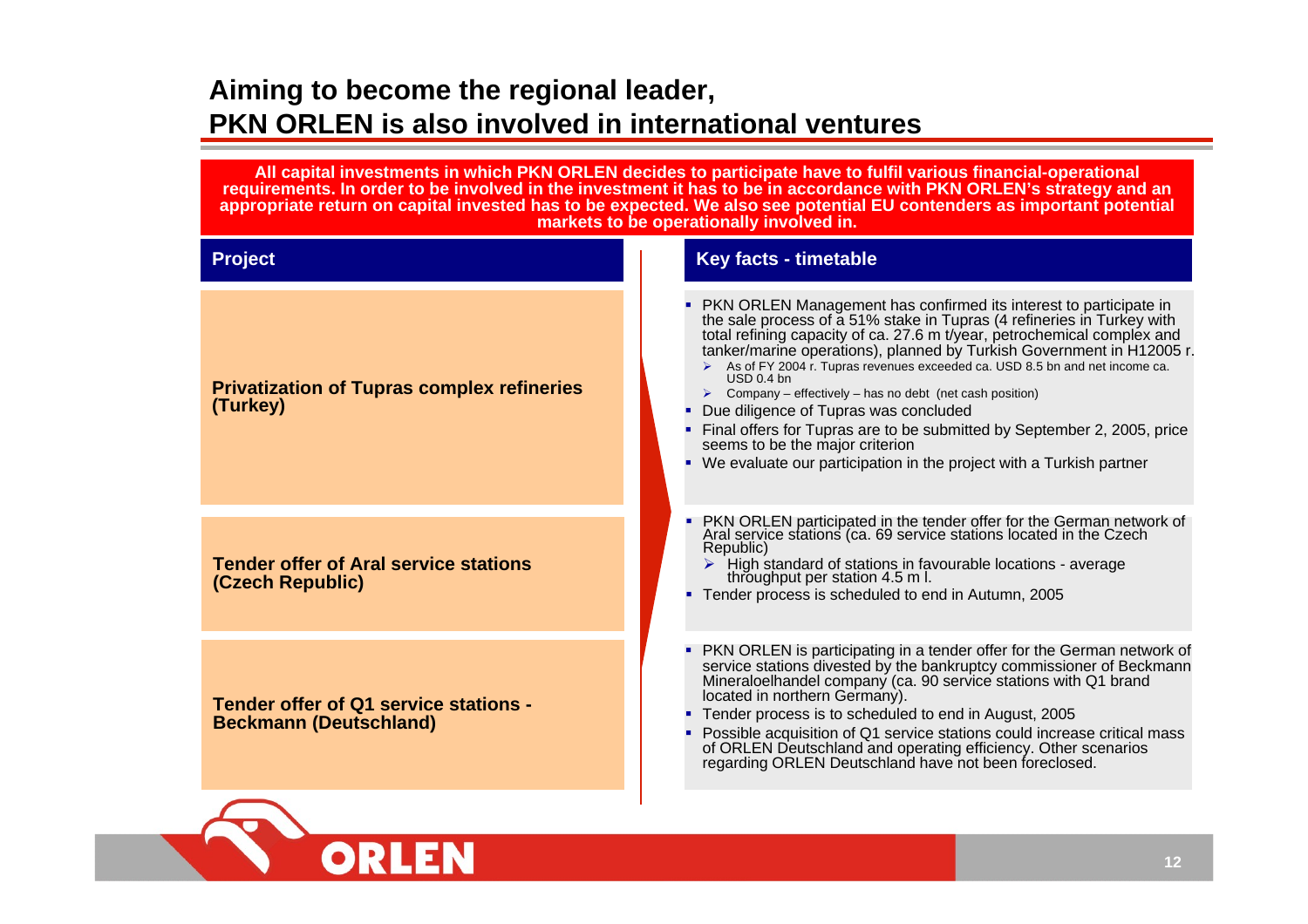# Aiming to become the regional leader, PKN ORLEN is also involved in international ventures

**All capital investments in which PKN ORLEN decides to participate have to fulfil various financial-operational requirements. In order to be involved in the investment it has to be in accordance with PKN ORLEN's strategy and an appropriate return on capital invested has to be expected. We also see potential EU contenders as important potential markets to be operationally involved in.**

| Project | Key facts - timetable |
|---|---|
| **Privatization of Tupras complex refineries (Turkey)** | ▪ PKN ORLEN Management has confirmed its interest to participate in the sale process of a 51% stake in Tupras (4 refineries in Turkey with total refining capacity of ca. 27.6 m t/year, petrochemical complex and tanker/marine operations), planned by Turkish Government in H12005 r.<br>➢ As of FY 2004 r. Tupras revenues exceeded ca. USD 8.5 bn and net income ca. USD 0.4 bn<br>➢ Company – effectively – has no debt (net cash position)<br>▪ Due diligence of Tupras was concluded<br>▪ Final offers for Tupras are to be submitted by September 2, 2005, price seems to be the major criterion<br>▪ We evaluate our participation in the project with a Turkish partner |
| **Tender offer of Aral service stations (Czech Republic)** | ▪ PKN ORLEN participated in the tender offer for the German network of Aral service stations (ca. 69 service stations located in the Czech Republic)<br>➢ High standard of stations in favourable locations - average throughput per station 4.5 m l.<br>▪ Tender process is scheduled to end in Autumn, 2005 |
| **Tender offer of Q1 service stations - Beckmann (Deutschland)** | ▪ PKN ORLEN is participating in a tender offer for the German network of service stations divested by the bankruptcy commissioner of Beckmann Mineraloelhandel company (ca. 90 service stations with Q1 brand located in northern Germany).<br>▪ Tender process is to scheduled to end in August, 2005<br>▪ Possible acquisition of Q1 service stations could increase critical mass of ORLEN Deutschland and operating efficiency. Other scenarios regarding ORLEN Deutschland have not been foreclosed. |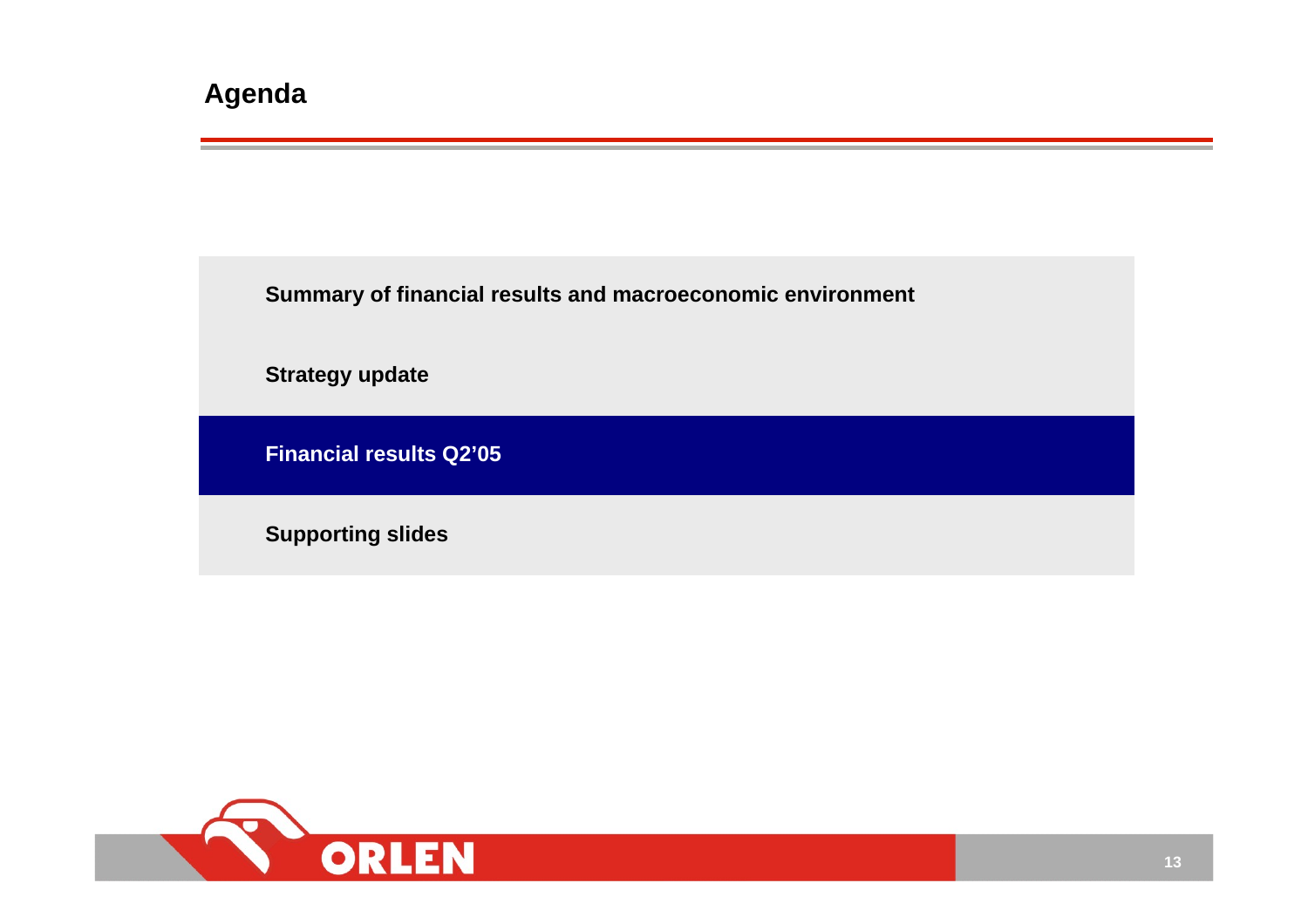# Agenda

Summary of financial results and macroeconomic environment

Strategy update

**Financial results Q2'05**

Supporting slides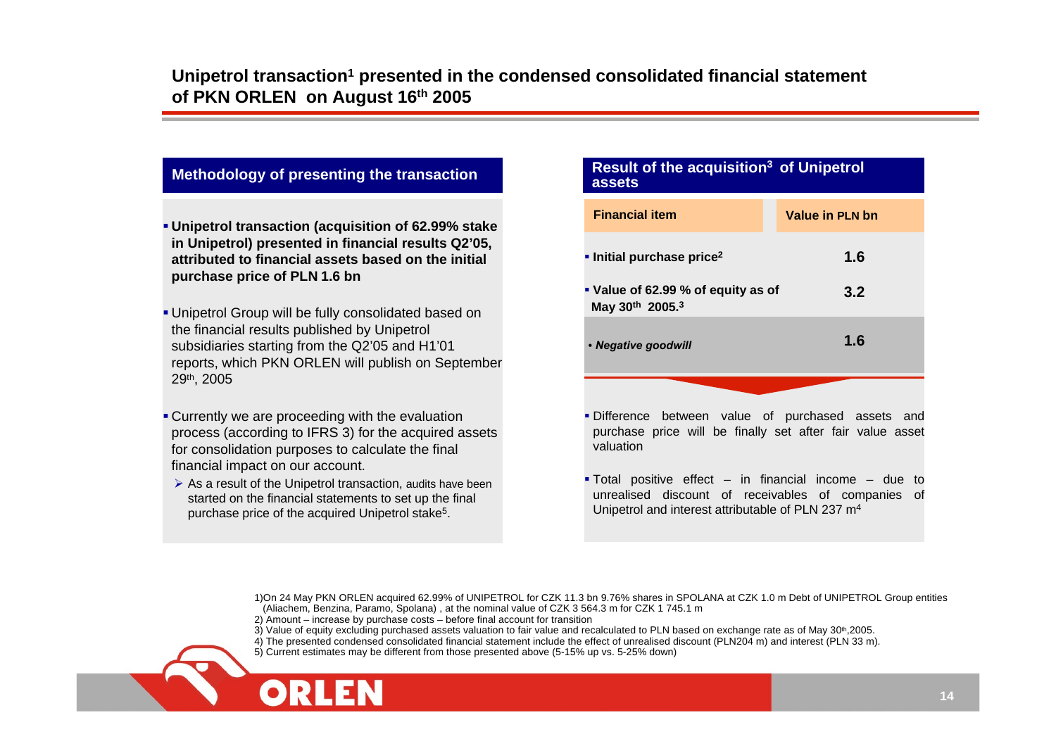# Unipetrol transaction[1] presented in the condensed consolidated financial statement of PKN ORLEN on August 16th 2005

## Methodology of presenting the transaction

- **Unipetrol transaction (acquisition of 62.99% stake in Unipetrol) presented in financial results Q2'05, attributed to financial assets based on the initial purchase price of PLN 1.6 bn**
- Unipetrol Group will be fully consolidated based on the financial results published by Unipetrol subsidiaries starting from the Q2'05 and H1'01 reports, which PKN ORLEN will publish on September 29th, 2005
- Currently we are proceeding with the evaluation process (according to IFRS 3) for the acquired assets for consolidation purposes to calculate the final financial impact on our account.
  - As a result of the Unipetrol transaction, audits have been started on the financial statements to set up the final purchase price of the acquired Unipetrol stake[5].

## Result of the acquisition[3] of Unipetrol assets

| Financial item | Value in PLN bn |
|---|---|
| **Initial purchase price[2]** | **1.6** |
| **Value of 62.99 % of equity as of May 30th 2005.[3]** | **3.2** |
| ***Negative goodwill*** | **1.6** |

- Difference between value of purchased assets and purchase price will be finally set after fair value asset valuation
- Total positive effect – in financial income – due to unrealised discount of receivables of companies of Unipetrol and interest attributable of PLN 237 m[4]

1)On 24 May PKN ORLEN acquired 62.99% of UNIPETROL for CZK 11.3 bn 9.76% shares in SPOLANA at CZK 1.0 m Debt of UNIPETROL Group entities (Aliachem, Benzina, Paramo, Spolana) , at the nominal value of CZK 3 564.3 m for CZK 1 745.1 m

2) Amount – increase by purchase costs – before final account for transition

3) Value of equity excluding purchased assets valuation to fair value and recalculated to PLN based on exchange rate as of May 30th,2005.

4) The presented condensed consolidated financial statement include the effect of unrealised discount (PLN204 m) and interest (PLN 33 m).

5) Current estimates may be different from those presented above (5-15% up vs. 5-25% down)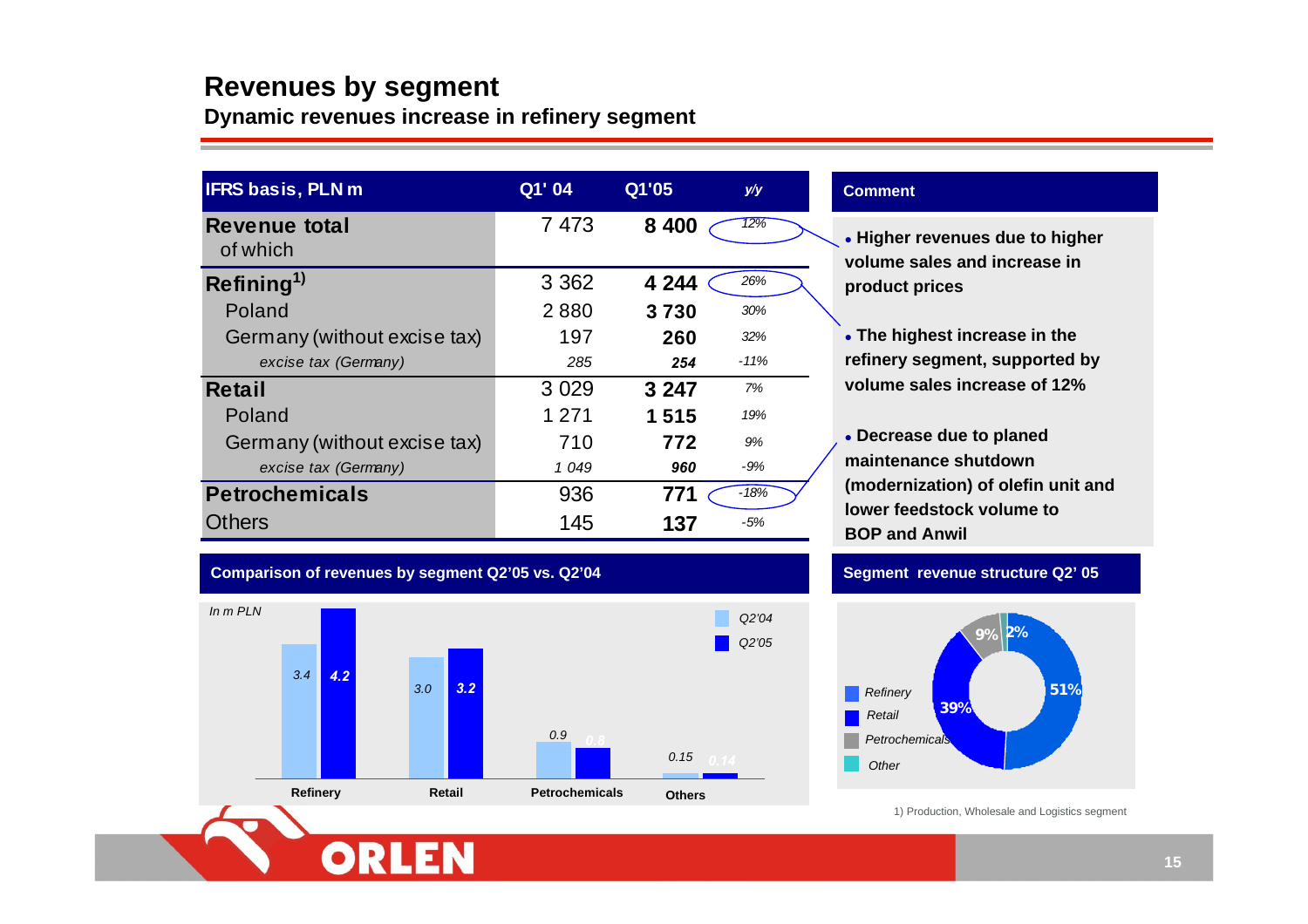# Revenues by segment

## Dynamic revenues increase in refinery segment

| IFRS basis, PLN m | Q1' 04 | Q1'05 | y/y |
|---|---|---|---|
| **Revenue total** of which | 7 473 | **8 400** | 12% |
| **Refining**[1)] | 3 362 | **4 244** | 26% |
| Poland | 2 880 | **3 730** | 30% |
| Germany (without excise tax) | 197 | **260** | 32% |
| *excise tax (Germany)* | *285* | ***254*** | *-11%* |
| **Retail** | 3 029 | **3 247** | 7% |
| Poland | 1 271 | **1 515** | 19% |
| Germany (without excise tax) | 710 | **772** | 9% |
| *excise tax (Germany)* | *1 049* | ***960*** | *-9%* |
| **Petrochemicals** | 936 | **771** | -18% |
| Others | 145 | **137** | -5% |

### Comment

- **Higher revenues due to higher volume sales and increase in product prices**
- **The highest increase in the refinery segment, supported by volume sales increase of 12%**
- **Decrease due to planed maintenance shutdown (modernization) of olefin unit and lower feedstock volume to BOP and Anwil**

### Comparison of revenues by segment Q2'05 vs. Q2'04

*In m PLN*

| | Q2'04 | Q2'05 |
|---|---|---|
| Refinery | 3.4 | 4.2 |
| Retail | 3.0 | 3.2 |
| Petrochemicals | 0.9 | 0.8 |
| Others | 0.15 | 0.14 |

### Segment revenue structure Q2' 05

| Segment | Share |
|---|---|
| Refinery | 51% |
| Retail | 39% |
| Petrochemicals | 9% |
| Other | 2% |

1) Production, Wholesale and Logistics segment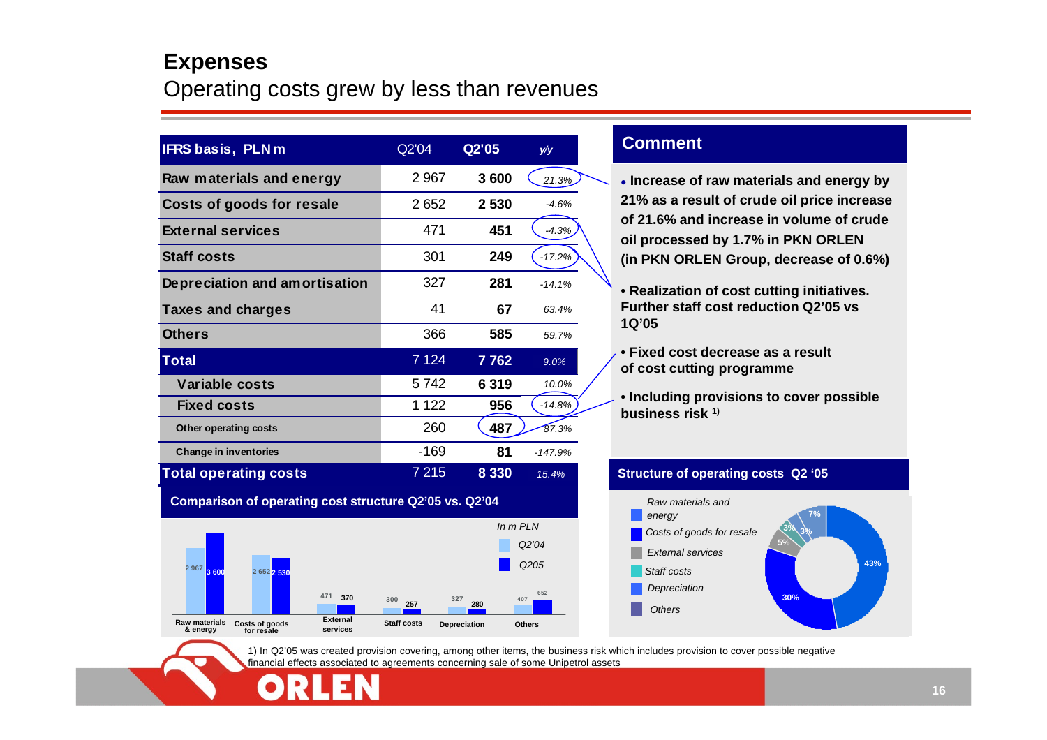# Expenses

## Operating costs grew by less than revenues

| IFRS basis, PLN m | Q2'04 | Q2'05 | y/y |
|---|---|---|---|
| Raw materials and energy | 2 967 | **3 600** | 21.3% |
| Costs of goods for resale | 2 652 | **2 530** | -4.6% |
| External services | 471 | **451** | -4.3% |
| Staff costs | 301 | **249** | -17.2% |
| Depreciation and amortisation | 327 | **281** | -14.1% |
| Taxes and charges | 41 | **67** | 63.4% |
| Others | 366 | **585** | 59.7% |
| **Total** | 7 124 | **7 762** | 9.0% |
| Variable costs | 5 742 | **6 319** | 10.0% |
| Fixed costs | 1 122 | **956** | -14.8% |
| Other operating costs | 260 | **487** | 87.3% |
| Change in inventories | -169 | **81** | -147.9% |
| **Total operating costs** | 7 215 | **8 330** | 15.4% |

### Comment

- **Increase of raw materials and energy by 21% as a result of crude oil price increase of 21.6% and increase in volume of crude oil processed by 1.7% in PKN ORLEN (in PKN ORLEN Group, decrease of 0.6%)**
- **Realization of cost cutting initiatives. Further staff cost reduction Q2'05 vs 1Q'05**
- **Fixed cost decrease as a result of cost cutting programme**
- **Including provisions to cover possible business risk [1]**

### Comparison of operating cost structure Q2'05 vs. Q2'04

In m PLN

| | Q2'04 | Q205 |
|---|---|---|
| Raw materials & energy | 2 967 | 3 600 |
| Costs of goods for resale | 2 652 | 2 530 |
| External services | 471 | 370 |
| Staff costs | 300 | 257 |
| Depreciation | 327 | 280 |
| Others | 407 | 652 |

### Structure of operating costs Q2 '05

| Item | Share |
|---|---|
| Raw materials and energy | 43% |
| Costs of goods for resale | 30% |
| External services | 5% |
| Staff costs | 3% |
| Depreciation | 3% |
| Others | 7% |

1) In Q2'05 was created provision covering, among other items, the business risk which includes provision to cover possible negative financial effects associated to agreements concerning sale of some Unipetrol assets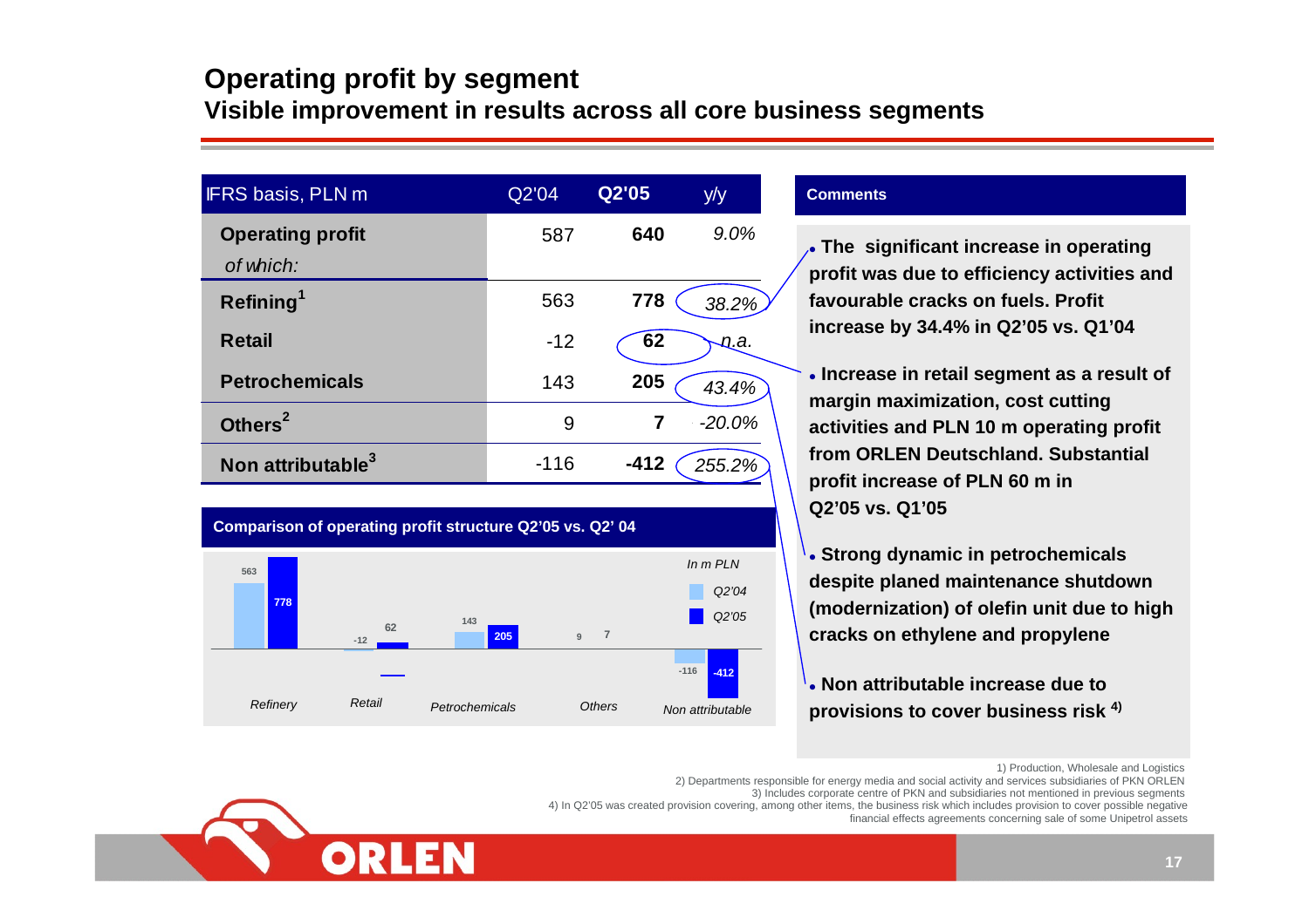# Operating profit by segment

## Visible improvement in results across all core business segments

| IFRS basis, PLN m | Q2'04 | Q2'05 | y/y |
|---|---|---|---|
| **Operating profit** *of which:* | 587 | **640** | *9.0%* |
| **Refining[1]** | 563 | **778** | *38.2%* |
| **Retail** | -12 | **62** | *n.a.* |
| **Petrochemicals** | 143 | **205** | *43.4%* |
| **Others[2]** | 9 | **7** | *-20.0%* |
| **Non attributable[3]** | -116 | **-412** | *255.2%* |

**Comparison of operating profit structure Q2'05 vs. Q2' 04**

*In m PLN*

| Segment | Q2'04 | Q2'05 |
|---|---|---|
| *Refinery* | 563 | 778 |
| *Retail* | -12 | 62 |
| *Petrochemicals* | 143 | 205 |
| *Others* | 9 | 7 |
| *Non attributable* | -116 | -412 |

**Comments**

- **The significant increase in operating profit was due to efficiency activities and favourable cracks on fuels. Profit increase by 34.4% in Q2'05 vs. Q1'04**
- **Increase in retail segment as a result of margin maximization, cost cutting activities and PLN 10 m operating profit from ORLEN Deutschland. Substantial profit increase of PLN 60 m in Q2'05 vs. Q1'05**
- **Strong dynamic in petrochemicals despite planed maintenance shutdown (modernization) of olefin unit due to high cracks on ethylene and propylene**
- **Non attributable increase due to provisions to cover business risk [4)]**

1) Production, Wholesale and Logistics
2) Departments responsible for energy media and social activity and services subsidiaries of PKN ORLEN
3) Includes corporate centre of PKN and subsidiaries not mentioned in previous segments
4) In Q2'05 was created provision covering, among other items, the business risk which includes provision to cover possible negative financial effects agreements concerning sale of some Unipetrol assets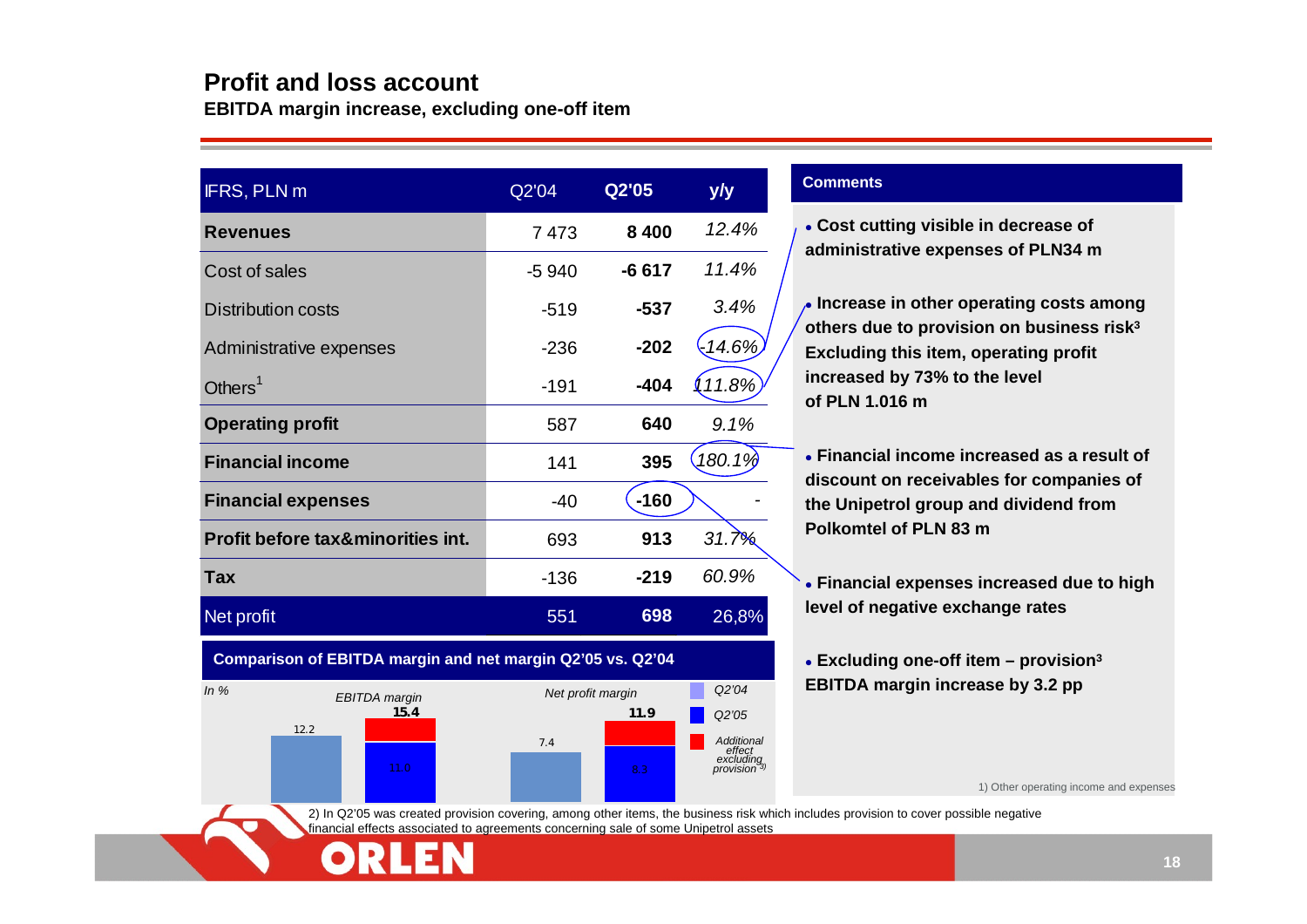# Profit and loss account

**EBITDA margin increase, excluding one-off item**

| IFRS, PLN m | Q2'04 | Q2'05 | y/y |
|---|---|---|---|
| **Revenues** | 7 473 | **8 400** | *12.4%* |
| Cost of sales | -5 940 | **-6 617** | *11.4%* |
| Distribution costs | -519 | **-537** | *3.4%* |
| Administrative expenses | -236 | **-202** | *-14.6%* |
| Others[1] | -191 | **-404** | *111.8%* |
| **Operating profit** | 587 | **640** | *9.1%* |
| **Financial income** | 141 | **395** | *180.1%* |
| **Financial expenses** | -40 | **-160** | - |
| **Profit before tax&minorities int.** | 693 | **913** | *31.7%* |
| **Tax** | -136 | **-219** | *60.9%* |
| Net profit | 551 | **698** | 26,8% |

**Comparison of EBITDA margin and net margin Q2'05 vs. Q2'04**

*In %*

| | Q2'04 | Q2'05 | Additional effect excluding provision[3] | Q2'05 excluding provision |
|---|---|---|---|---|
| *EBITDA margin* | 12.2 | 11.0 | | **15.4** |
| *Net profit margin* | 7.4 | 8.3 | | **11.9** |

**Comments**

- **Cost cutting visible in decrease of administrative expenses of PLN34 m**
- **Increase in other operating costs among others due to provision on business risk[3] Excluding this item, operating profit increased by 73% to the level of PLN 1.016 m**
- **Financial income increased as a result of discount on receivables for companies of the Unipetrol group and dividend from Polkomtel of PLN 83 m**
- **Financial expenses increased due to high level of negative exchange rates**
- **Excluding one-off item – provision[3] EBITDA margin increase by 3.2 pp**

1) Other operating income and expenses

2) In Q2'05 was created provision covering, among other items, the business risk which includes provision to cover possible negative financial effects associated to agreements concerning sale of some Unipetrol assets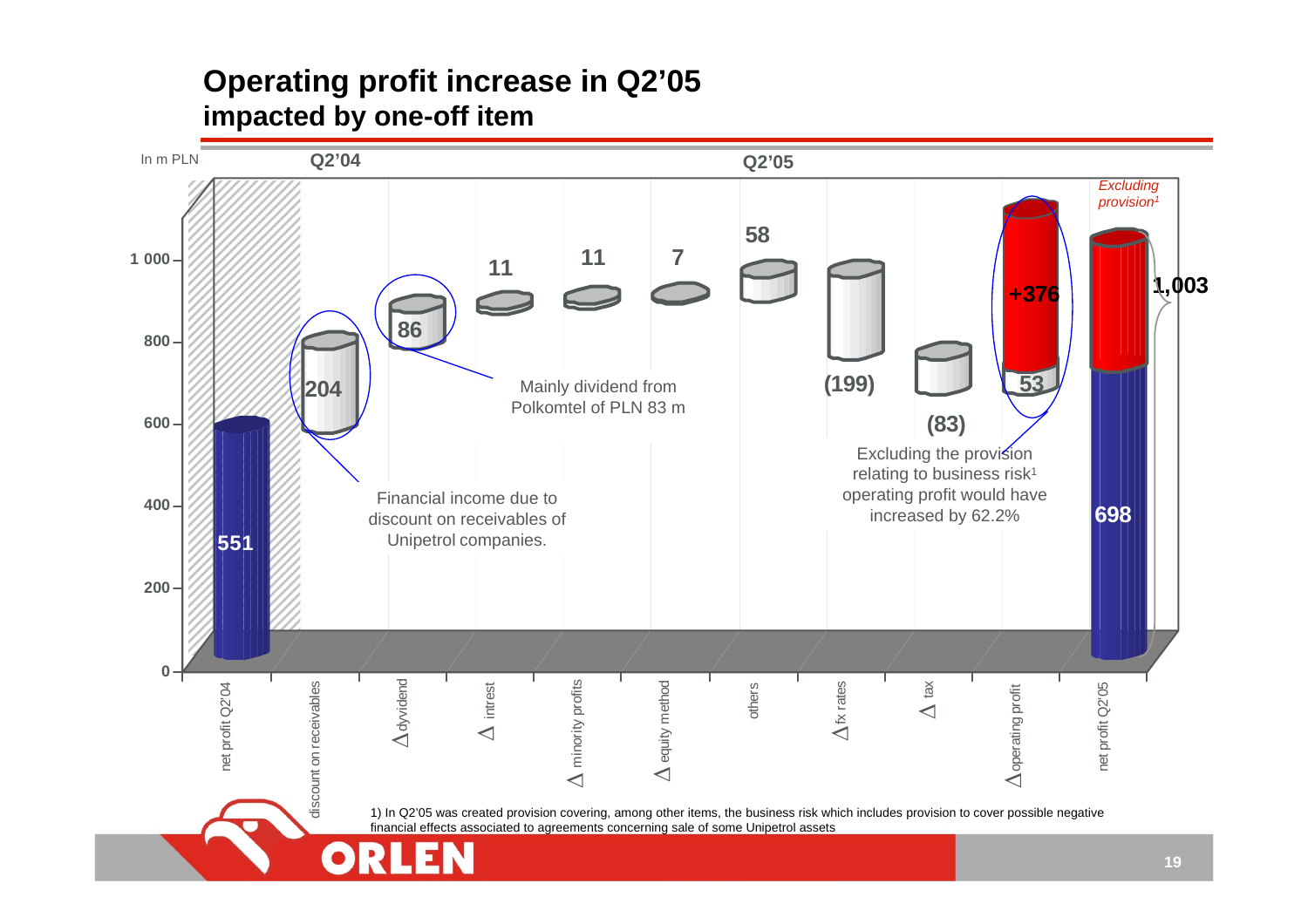# Operating profit increase in Q2'05 impacted by one-off item

In m PLN

| | Q2'04 | Q2'05 | | | | | | | | |
|---|---|---|---|---|---|---|---|---|---|---|
| net profit Q2'04 | discount on receivables | Δ dyvidend | Δ intrest | Δ minority profits | Δ equity method | others | Δ fx rates | Δ tax | Δ operating profit | net profit Q2'05 |
| 551 | 204 | 86 | 11 | 11 | 7 | 58 | (199) | (83) | 53 / +376 | 698 / 1,003 (Excluding provision[1]) |

- Financial income due to discount on receivables of Unipetrol companies.
- Mainly dividend from Polkomtel of PLN 83 m
- Excluding the provision relating to business risk[1] operating profit would have increased by 62.2%

1) In Q2'05 was created provision covering, among other items, the business risk which includes provision to cover possible negative financial effects associated to agreements concerning sale of some Unipetrol assets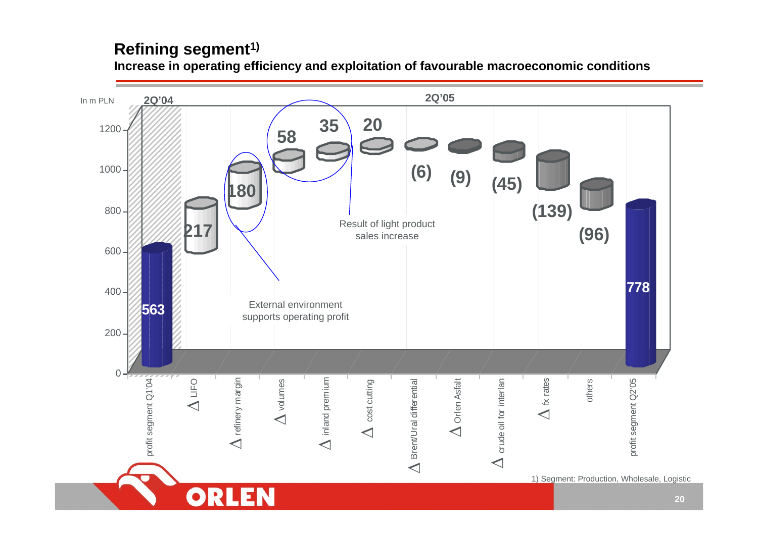# Refining segment[1)]

**Increase in operating efficiency and exploitation of favourable macroeconomic conditions**

In m PLN

| | Value |
|---|---|
| profit segment Q1'04 (2Q'04) | 563 |
| Δ LIFO | 217 |
| Δ refinery margin | 180 |
| Δ volumes | 58 |
| Δ inland premium | 35 |
| Δ cost cutting | 20 |
| Δ Brent/Ural differential | (6) |
| Δ Orlen Asfalt | (9) |
| Δ crude oil for interlan | (45) |
| Δ fx rates | (139) |
| others | (96) |
| profit segment Q2'05 (2Q'05) | 778 |

External environment supports operating profit

Result of light product sales increase

1) Segment: Production, Wholesale, Logistic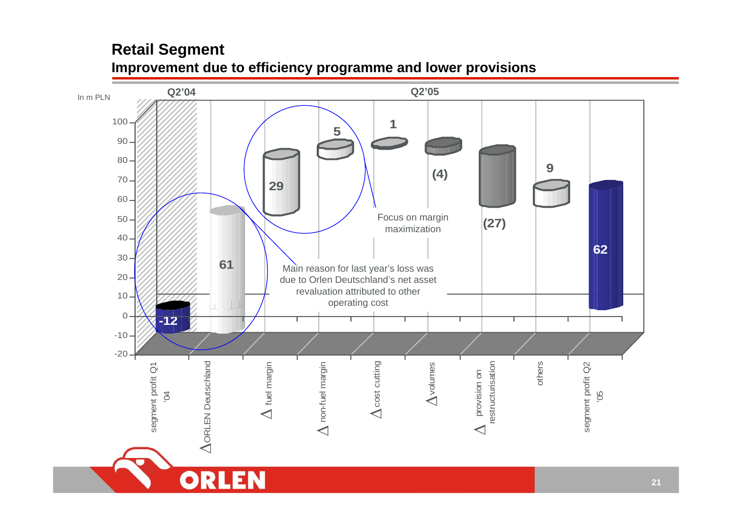## Retail Segment

### Improvement due to efficiency programme and lower provisions

In m PLN

| | Q2'04 | | | | | | | | Q2'05 |
|---|---|---|---|---|---|---|---|---|---|
| | segment profit Q1 '04 | Δ ORLEN Deutschland | Δ fuel margin | Δ non-fuel margin | Δ cost cutting | Δ volumes | Δ provision on restructurisation | others | segment profit Q2 '05 |
| Value | -12 | 61 | 29 | 5 | 1 | (4) | (27) | 9 | 62 |

Main reason for last year's loss was due to Orlen Deutschland's net asset revaluation attributed to other operating cost

Focus on margin maximization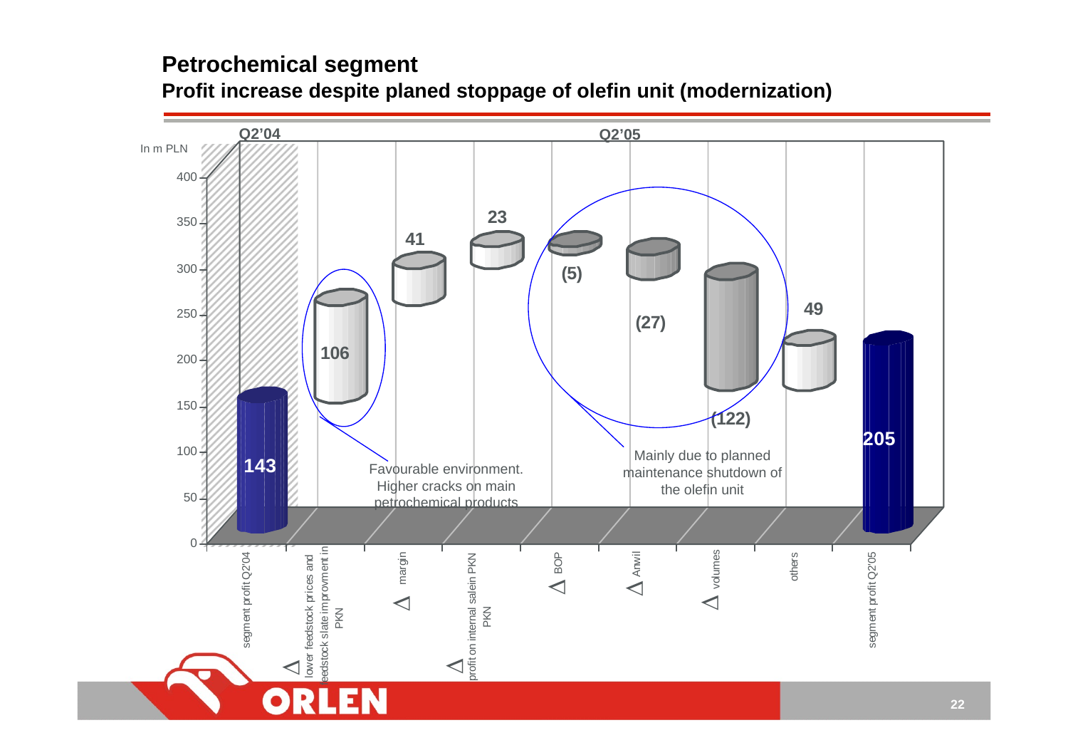# Petrochemical segment

## Profit increase despite planed stoppage of olefin unit (modernization)

In m PLN

| | Value |
|---|---|
| segment profit Q2'04 | 143 |
| Δ lower feedstock prices and feedstock slate improvment in PKN | 106 |
| Δ margin | 41 |
| Δ profit on internal salein PKN PKN | 23 |
| Δ BOP | (5) |
| Δ Anwil | (27) |
| Δ volumes | (122) |
| others | 49 |
| segment profit Q2'05 | 205 |

Q2'04 | Q2'05

Favourable environment. Higher cracks on main petrochemical products

Mainly due to planned maintenance shutdown of the olefin unit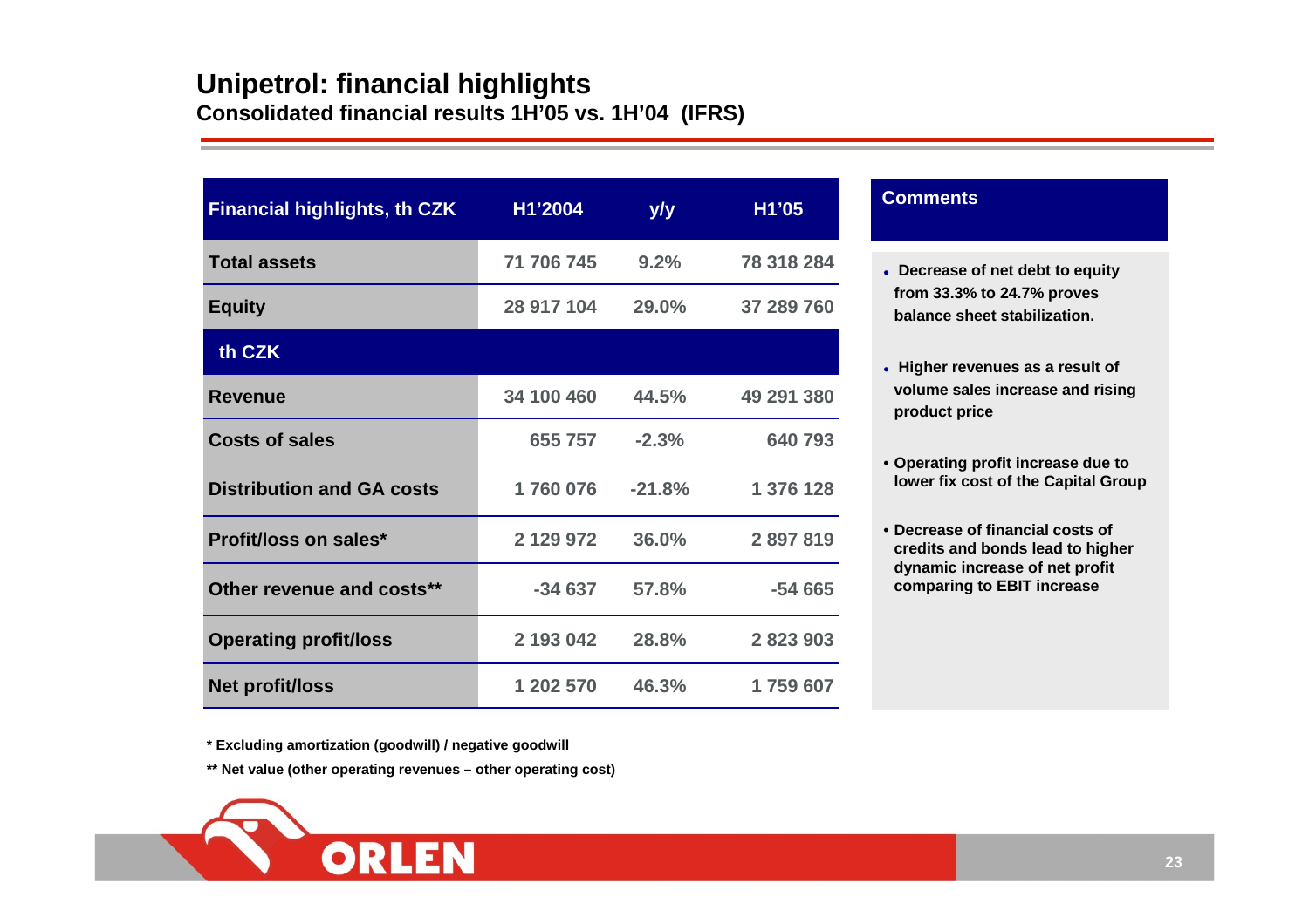# Unipetrol: financial highlights

## Consolidated financial results 1H'05 vs. 1H'04 (IFRS)

| Financial highlights, th CZK | H1'2004 | y/y | H1'05 |
|---|---|---|---|
| **Total assets** | 71 706 745 | 9.2% | 78 318 284 |
| **Equity** | 28 917 104 | 29.0% | 37 289 760 |
| **th CZK** | | | |
| **Revenue** | 34 100 460 | 44.5% | 49 291 380 |
| **Costs of sales** | 655 757 | -2.3% | 640 793 |
| **Distribution and GA costs** | 1 760 076 | -21.8% | 1 376 128 |
| **Profit/loss on sales*** | 2 129 972 | 36.0% | 2 897 819 |
| **Other revenue and costs**** | -34 637 | 57.8% | -54 665 |
| **Operating profit/loss** | 2 193 042 | 28.8% | 2 823 903 |
| **Net profit/loss** | 1 202 570 | 46.3% | 1 759 607 |

* Excluding amortization (goodwill) / negative goodwill

** Net value (other operating revenues – other operating cost)

### Comments

- Decrease of net debt to equity from 33.3% to 24.7% proves balance sheet stabilization.
- Higher revenues as a result of volume sales increase and rising product price
- Operating profit increase due to lower fix cost of the Capital Group
- Decrease of financial costs of credits and bonds lead to higher dynamic increase of net profit comparing to EBIT increase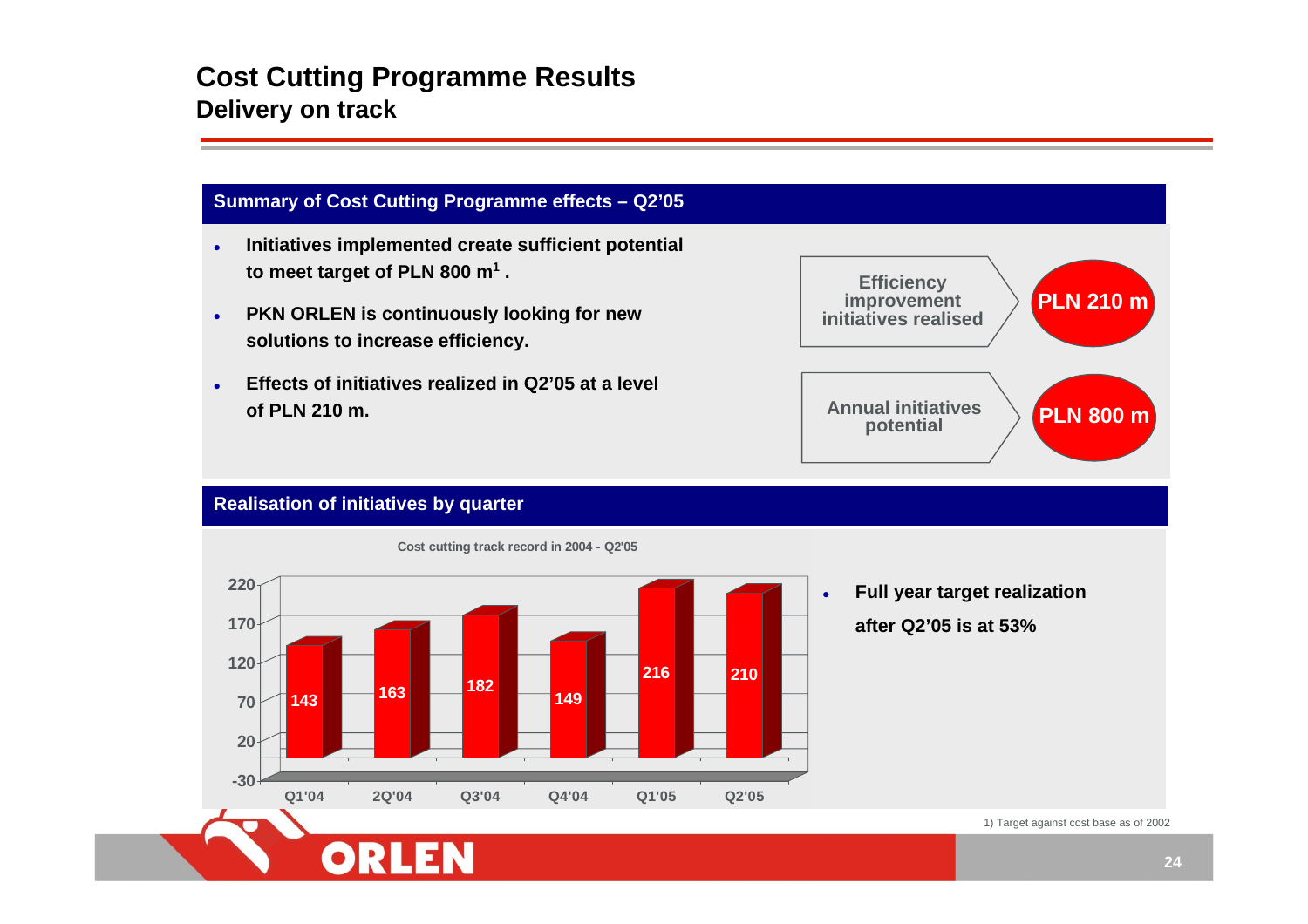# Cost Cutting Programme Results

## Delivery on track

### Summary of Cost Cutting Programme effects – Q2'05

- **Initiatives implemented create sufficient potential to meet target of PLN 800 m[1] .**
- **PKN ORLEN is continuously looking for new solutions to increase efficiency.**
- **Effects of initiatives realized in Q2'05 at a level of PLN 210 m.**

| | |
|---|---|
| Efficiency improvement initiatives realised | PLN 210 m |
| Annual initiatives potential | PLN 800 m |

### Realisation of initiatives by quarter

Cost cutting track record in 2004 - Q2'05

| Quarter | Value |
|---|---|
| Q1'04 | 143 |
| 2Q'04 | 163 |
| Q3'04 | 182 |
| Q4'04 | 149 |
| Q1'05 | 216 |
| Q2'05 | 210 |

- **Full year target realization after Q2'05 is at 53%**

1) Target against cost base as of 2002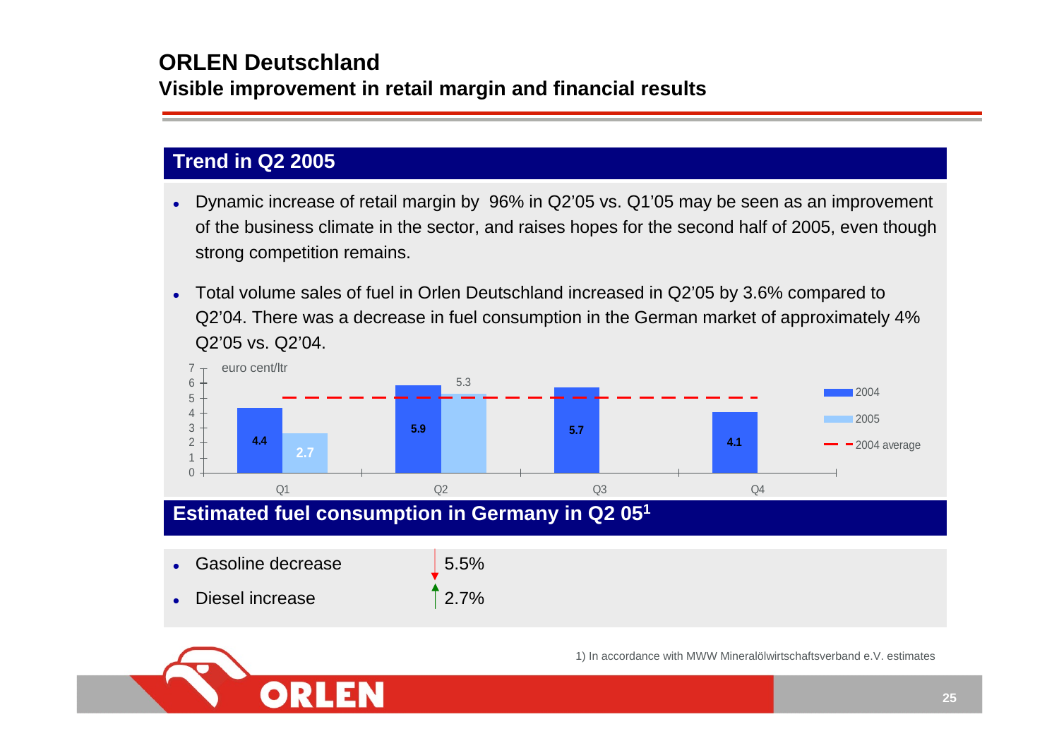# ORLEN Deutschland

## Visible improvement in retail margin and financial results

### Trend in Q2 2005

- Dynamic increase of retail margin by 96% in Q2'05 vs. Q1'05 may be seen as an improvement of the business climate in the sector, and raises hopes for the second half of 2005, even though strong competition remains.
- Total volume sales of fuel in Orlen Deutschland increased in Q2'05 by 3.6% compared to Q2'04. There was a decrease in fuel consumption in the German market of approximately 4% Q2'05 vs. Q2'04.

euro cent/ltr

| | 2004 | 2005 |
|---|---|---|
| Q1 | 4.4 | 2.7 |
| Q2 | 5.9 | 5.3 |
| Q3 | 5.7 | |
| Q4 | 4.1 | |

2004 average

### Estimated fuel consumption in Germany in Q2 05[1]

- Gasoline decrease 5.5%
- Diesel increase 2.7%

1) In accordance with MWW Mineralölwirtschaftsverband e.V. estimates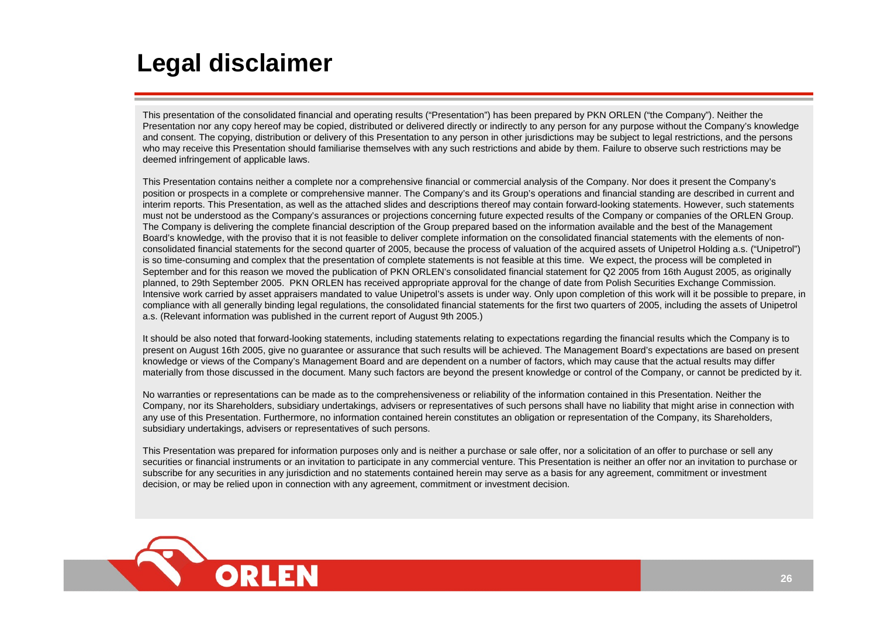# Legal disclaimer

This presentation of the consolidated financial and operating results ("Presentation") has been prepared by PKN ORLEN ("the Company"). Neither the Presentation nor any copy hereof may be copied, distributed or delivered directly or indirectly to any person for any purpose without the Company's knowledge and consent. The copying, distribution or delivery of this Presentation to any person in other jurisdictions may be subject to legal restrictions, and the persons who may receive this Presentation should familiarise themselves with any such restrictions and abide by them. Failure to observe such restrictions may be deemed infringement of applicable laws.

This Presentation contains neither a complete nor a comprehensive financial or commercial analysis of the Company. Nor does it present the Company's position or prospects in a complete or comprehensive manner. The Company's and its Group's operations and financial standing are described in current and interim reports. This Presentation, as well as the attached slides and descriptions thereof may contain forward-looking statements. However, such statements must not be understood as the Company's assurances or projections concerning future expected results of the Company or companies of the ORLEN Group. The Company is delivering the complete financial description of the Group prepared based on the information available and the best of the Management Board's knowledge, with the proviso that it is not feasible to deliver complete information on the consolidated financial statements with the elements of non-consolidated financial statements for the second quarter of 2005, because the process of valuation of the acquired assets of Unipetrol Holding a.s. ("Unipetrol") is so time-consuming and complex that the presentation of complete statements is not feasible at this time. We expect, the process will be completed in September and for this reason we moved the publication of PKN ORLEN's consolidated financial statement for Q2 2005 from 16th August 2005, as originally planned, to 29th September 2005. PKN ORLEN has received appropriate approval for the change of date from Polish Securities Exchange Commission. Intensive work carried by asset appraisers mandated to value Unipetrol's assets is under way. Only upon completion of this work will it be possible to prepare, in compliance with all generally binding legal regulations, the consolidated financial statements for the first two quarters of 2005, including the assets of Unipetrol a.s. (Relevant information was published in the current report of August 9th 2005.)

It should be also noted that forward-looking statements, including statements relating to expectations regarding the financial results which the Company is to present on August 16th 2005, give no guarantee or assurance that such results will be achieved. The Management Board's expectations are based on present knowledge or views of the Company's Management Board and are dependent on a number of factors, which may cause that the actual results may differ materially from those discussed in the document. Many such factors are beyond the present knowledge or control of the Company, or cannot be predicted by it.

No warranties or representations can be made as to the comprehensiveness or reliability of the information contained in this Presentation. Neither the Company, nor its Shareholders, subsidiary undertakings, advisers or representatives of such persons shall have no liability that might arise in connection with any use of this Presentation. Furthermore, no information contained herein constitutes an obligation or representation of the Company, its Shareholders, subsidiary undertakings, advisers or representatives of such persons.

This Presentation was prepared for information purposes only and is neither a purchase or sale offer, nor a solicitation of an offer to purchase or sell any securities or financial instruments or an invitation to participate in any commercial venture. This Presentation is neither an offer nor an invitation to purchase or subscribe for any securities in any jurisdiction and no statements contained herein may serve as a basis for any agreement, commitment or investment decision, or may be relied upon in connection with any agreement, commitment or investment decision.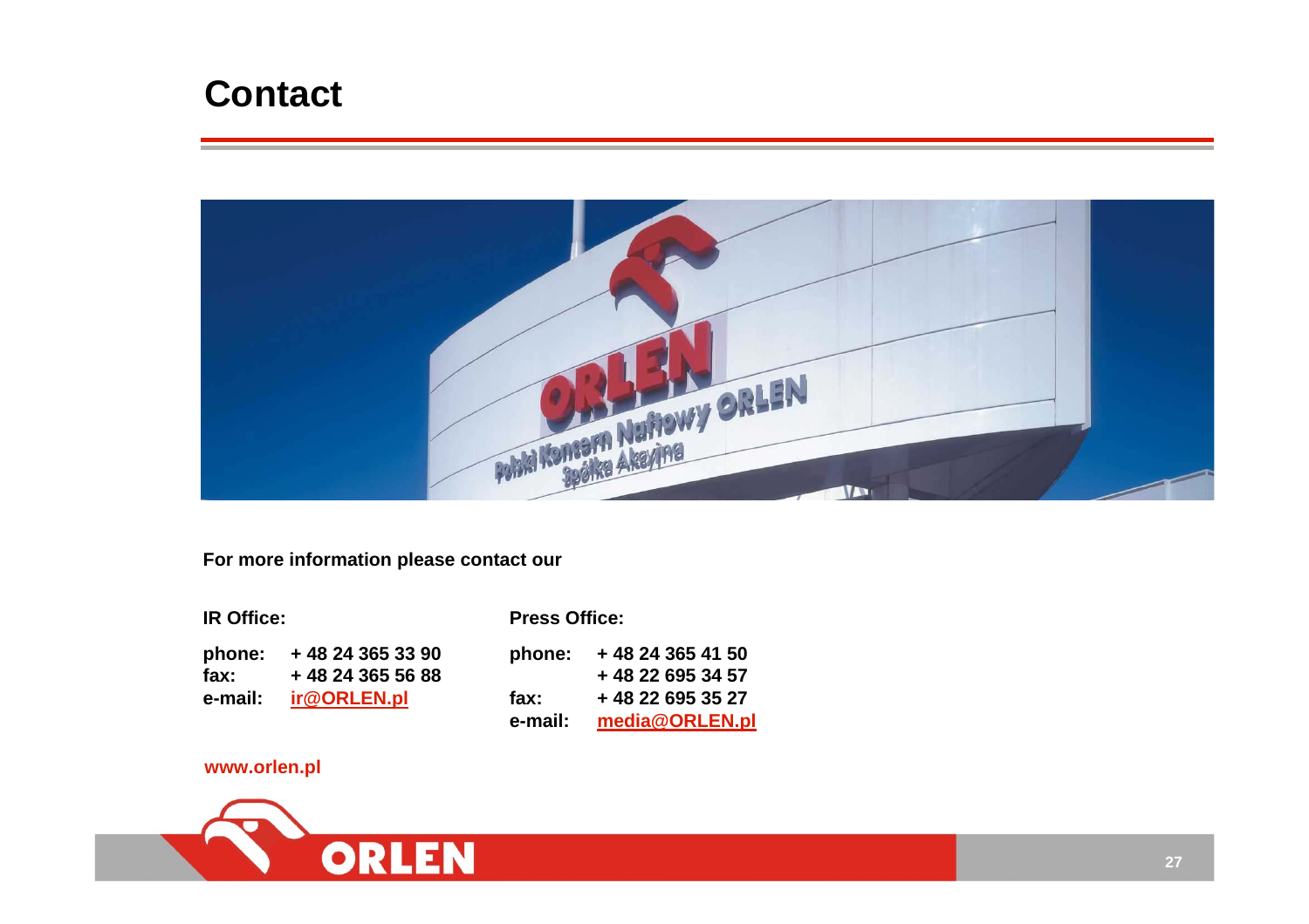# Contact

For more information please contact our

**IR Office:**

**phone:** + 48 24 365 33 90
**fax:** + 48 24 365 56 88
**e-mail:** ir@ORLEN.pl

**Press Office:**

**phone:** + 48 24 365 41 50
+ 48 22 695 34 57
**fax:** + 48 22 695 35 27
**e-mail:** media@ORLEN.pl

**www.orlen.pl**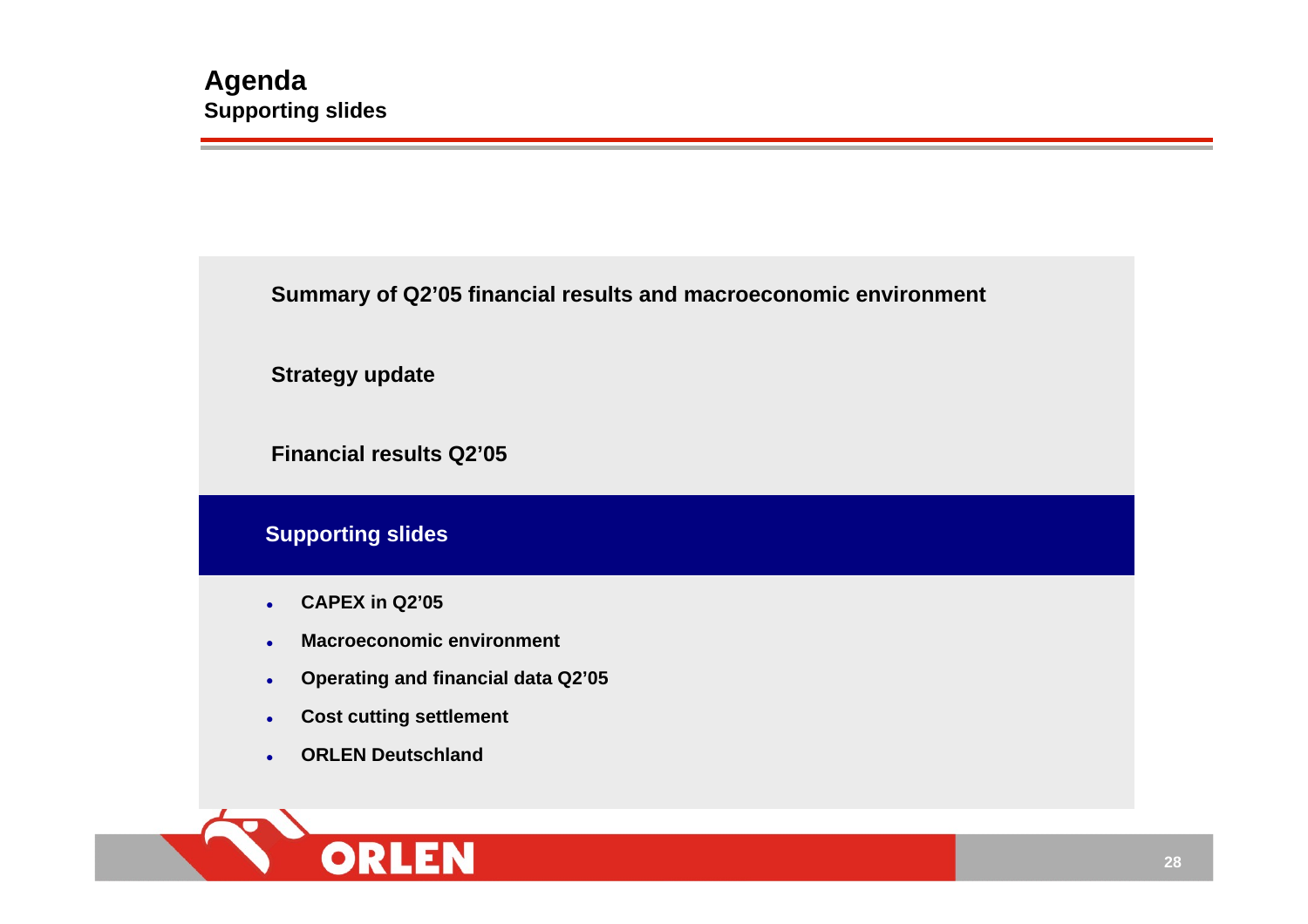# Agenda
## Supporting slides

Summary of Q2'05 financial results and macroeconomic environment

Strategy update

Financial results Q2'05

**Supporting slides**

- CAPEX in Q2'05
- Macroeconomic environment
- Operating and financial data Q2'05
- Cost cutting settlement
- ORLEN Deutschland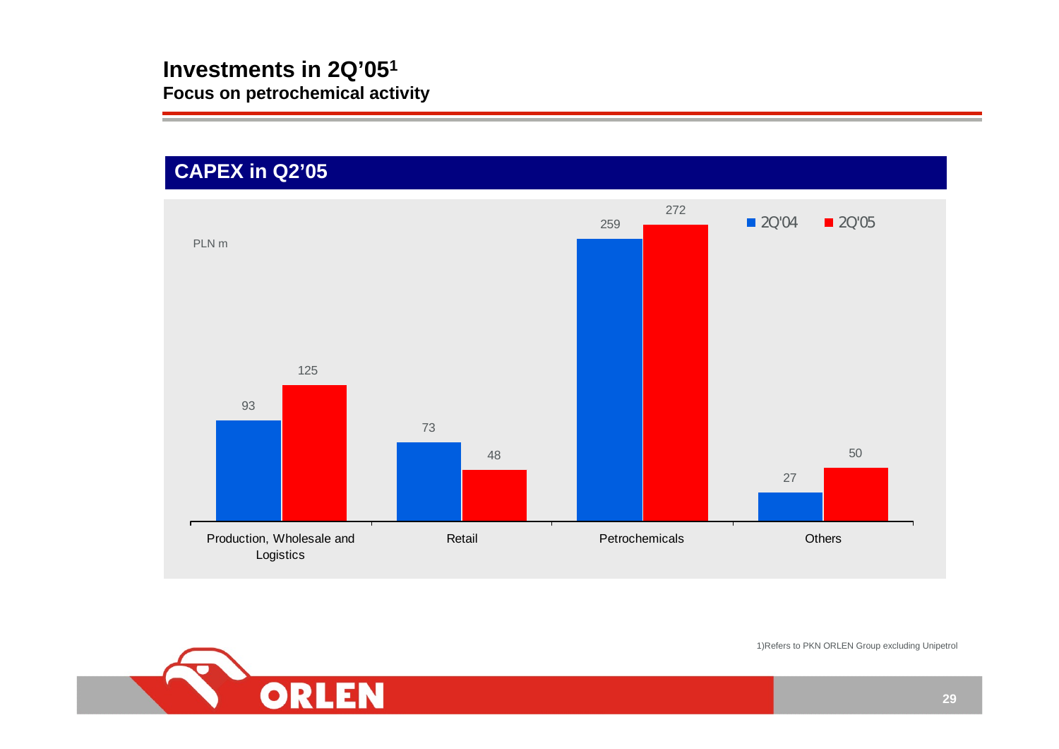# Investments in 2Q'05[1]

**Focus on petrochemical activity**

## CAPEX in Q2'05

PLN m

| | 2Q'04 | 2Q'05 |
|---|---|---|
| Production, Wholesale and Logistics | 93 | 125 |
| Retail | 73 | 48 |
| Petrochemicals | 259 | 272 |
| Others | 27 | 50 |

1)Refers to PKN ORLEN Group excluding Unipetrol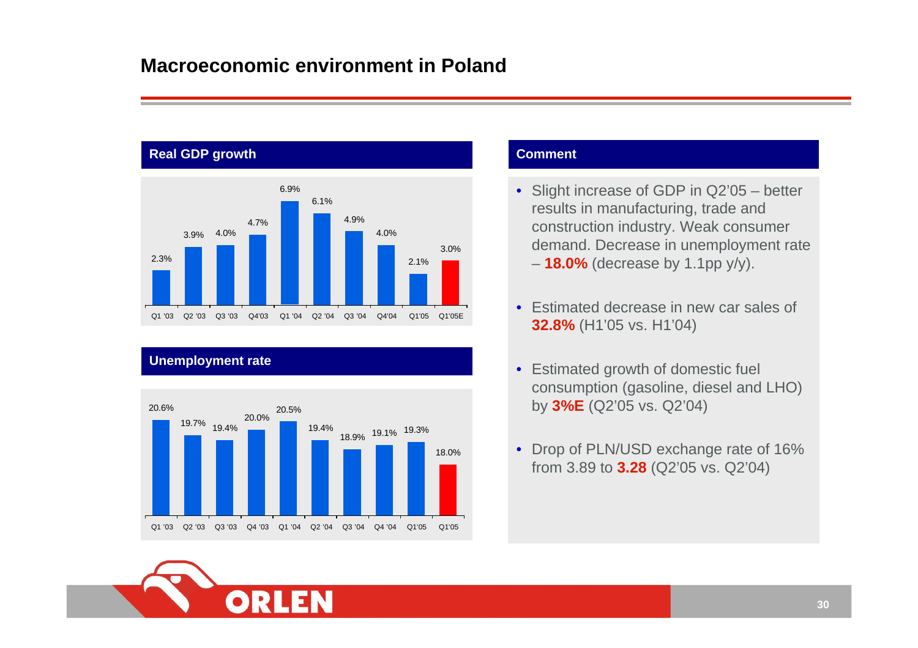# Macroeconomic environment in Poland

## Real GDP growth

| Q1 '03 | Q2 '03 | Q3 '03 | Q4'03 | Q1 '04 | Q2 '04 | Q3 '04 | Q4'04 | Q1'05 | Q1'05E |
|---|---|---|---|---|---|---|---|---|---|
| 2.3% | 3.9% | 4.0% | 4.7% | 6.9% | 6.1% | 4.9% | 4.0% | 2.1% | 3.0% |

## Unemployment rate

| Q1 '03 | Q2 '03 | Q3 '03 | Q4 '03 | Q1 '04 | Q2 '04 | Q3 '04 | Q4 '04 | Q1'05 | Q1'05 |
|---|---|---|---|---|---|---|---|---|---|
| 20.6% | 19.7% | 19.4% | 20.0% | 20.5% | 19.4% | 18.9% | 19.1% | 19.3% | 18.0% |

## Comment

- Slight increase of GDP in Q2'05 – better results in manufacturing, trade and construction industry. Weak consumer demand. Decrease in unemployment rate – **18.0%** (decrease by 1.1pp y/y).
- Estimated decrease in new car sales of **32.8%** (H1'05 vs. H1'04)
- Estimated growth of domestic fuel consumption (gasoline, diesel and LHO) by **3%E** (Q2'05 vs. Q2'04)
- Drop of PLN/USD exchange rate of 16% from 3.89 to **3.28** (Q2'05 vs. Q2'04)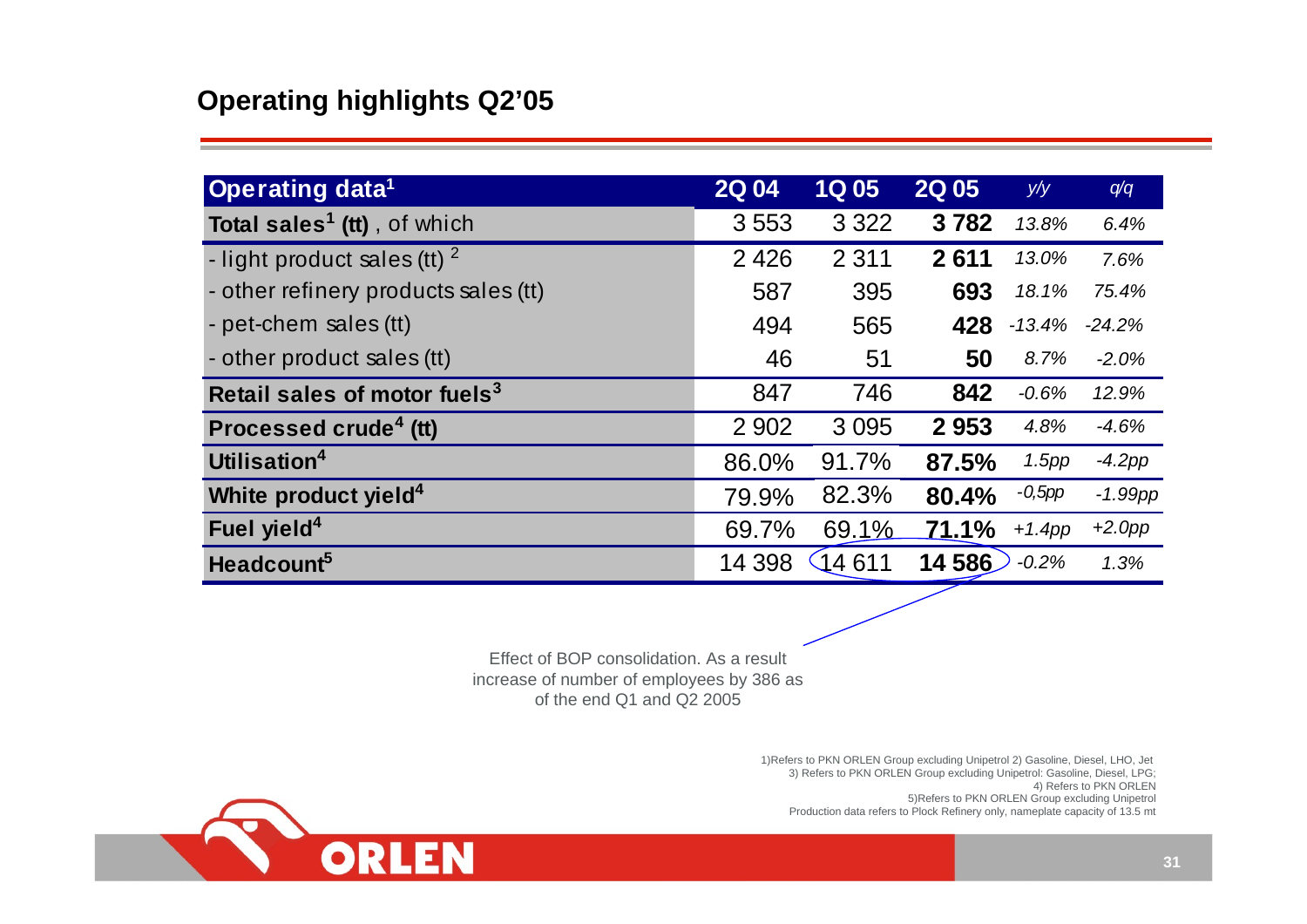## Operating highlights Q2'05

| Operating data[1] | 2Q 04 | 1Q 05 | 2Q 05 | y/y | q/q |
|---|---|---|---|---|---|
| **Total sales[1] (tt)**, of which | 3 553 | 3 322 | **3 782** | *13.8%* | *6.4%* |
| - light product sales (tt) [2] | 2 426 | 2 311 | **2 611** | *13.0%* | *7.6%* |
| - other refinery products sales (tt) | 587 | 395 | **693** | *18.1%* | *75.4%* |
| - pet-chem sales (tt) | 494 | 565 | **428** | *-13.4%* | *-24.2%* |
| - other product sales (tt) | 46 | 51 | **50** | *8.7%* | *-2.0%* |
| **Retail sales of motor fuels[3]** | 847 | 746 | **842** | *-0.6%* | *12.9%* |
| **Processed crude[4] (tt)** | 2 902 | 3 095 | **2 953** | *4.8%* | *-4.6%* |
| **Utilisation[4]** | 86.0% | 91.7% | **87.5%** | *1.5pp* | *-4.2pp* |
| **White product yield[4]** | 79.9% | 82.3% | **80.4%** | *-0,5pp* | *-1.99pp* |
| **Fuel yield[4]** | 69.7% | 69.1% | **71.1%** | *+1.4pp* | *+2.0pp* |
| **Headcount[5]** | 14 398 | 14 611 | **14 586** | *-0.2%* | *1.3%* |

Effect of BOP consolidation. As a result increase of number of employees by 386 as of the end Q1 and Q2 2005

1)Refers to PKN ORLEN Group excluding Unipetrol 2) Gasoline, Diesel, LHO, Jet
3) Refers to PKN ORLEN Group excluding Unipetrol: Gasoline, Diesel, LPG;
4) Refers to PKN ORLEN
5)Refers to PKN ORLEN Group excluding Unipetrol
Production data refers to Plock Refinery only, nameplate capacity of 13.5 mt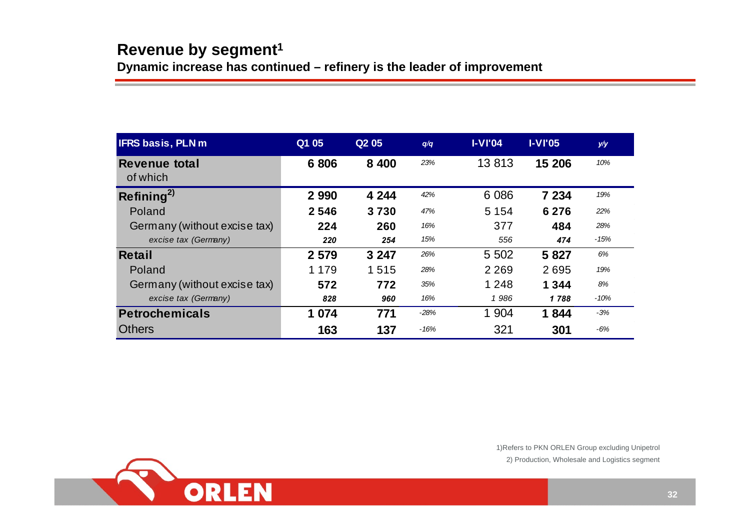## Revenue by segment[1]

### Dynamic increase has continued – refinery is the leader of improvement

| IFRS basis, PLN m | Q1 05 | Q2 05 | q/q | I-VI'04 | I-VI'05 | y/y |
|---|---|---|---|---|---|---|
| **Revenue total** of which | **6 806** | **8 400** | *23%* | 13 813 | **15 206** | *10%* |
| **Refining[2)]** | **2 990** | **4 244** | *42%* | 6 086 | **7 234** | *19%* |
| Poland | **2 546** | **3 730** | *47%* | 5 154 | **6 276** | *22%* |
| Germany (without excise tax) | **224** | **260** | *16%* | 377 | **484** | *28%* |
| *excise tax (Germany)* | ***220*** | ***254*** | *15%* | *556* | ***474*** | *-15%* |
| **Retail** | **2 579** | **3 247** | *26%* | 5 502 | **5 827** | *6%* |
| Poland | 1 179 | 1 515 | *28%* | 2 269 | 2 695 | *19%* |
| Germany (without excise tax) | **572** | **772** | *35%* | 1 248 | **1 344** | *8%* |
| *excise tax (Germany)* | ***828*** | ***960*** | *16%* | *1 986* | ***1 788*** | *-10%* |
| **Petrochemicals** | **1 074** | **771** | *-28%* | 1 904 | **1 844** | *-3%* |
| Others | **163** | **137** | *-16%* | 321 | **301** | *-6%* |

1)Refers to PKN ORLEN Group excluding Unipetrol

2) Production, Wholesale and Logistics segment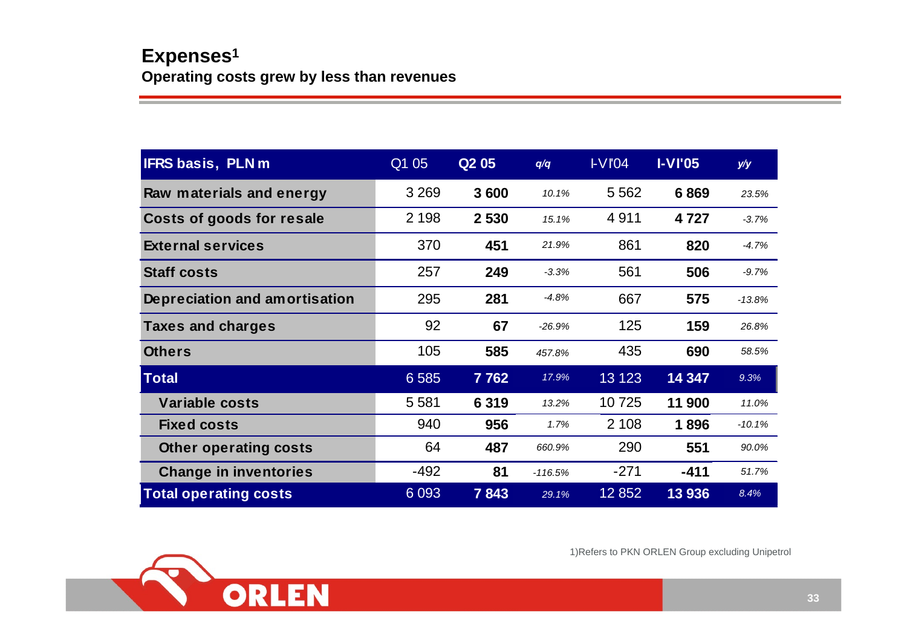## Expenses[1]

### Operating costs grew by less than revenues

| IFRS basis, PLN m | Q1 05 | Q2 05 | q/q | I-VI'04 | I-VI'05 | y/y |
|---|---|---|---|---|---|---|
| Raw materials and energy | 3 269 | **3 600** | *10.1%* | 5 562 | **6 869** | *23.5%* |
| Costs of goods for resale | 2 198 | **2 530** | *15.1%* | 4 911 | **4 727** | *-3.7%* |
| External services | 370 | **451** | *21.9%* | 861 | **820** | *-4.7%* |
| Staff costs | 257 | **249** | *-3.3%* | 561 | **506** | *-9.7%* |
| Depreciation and amortisation | 295 | **281** | *-4.8%* | 667 | **575** | *-13.8%* |
| Taxes and charges | 92 | **67** | *-26.9%* | 125 | **159** | *26.8%* |
| Others | 105 | **585** | *457.8%* | 435 | **690** | *58.5%* |
| **Total** | 6 585 | **7 762** | *17.9%* | 13 123 | **14 347** | *9.3%* |
| Variable costs | 5 581 | **6 319** | *13.2%* | 10 725 | **11 900** | *11.0%* |
| Fixed costs | 940 | **956** | *1.7%* | 2 108 | **1 896** | *-10.1%* |
| Other operating costs | 64 | **487** | *660.9%* | 290 | **551** | *90.0%* |
| Change in inventories | -492 | **81** | *-116.5%* | -271 | **-411** | *51.7%* |
| **Total operating costs** | 6 093 | **7 843** | *29.1%* | 12 852 | **13 936** | *8.4%* |

1)Refers to PKN ORLEN Group excluding Unipetrol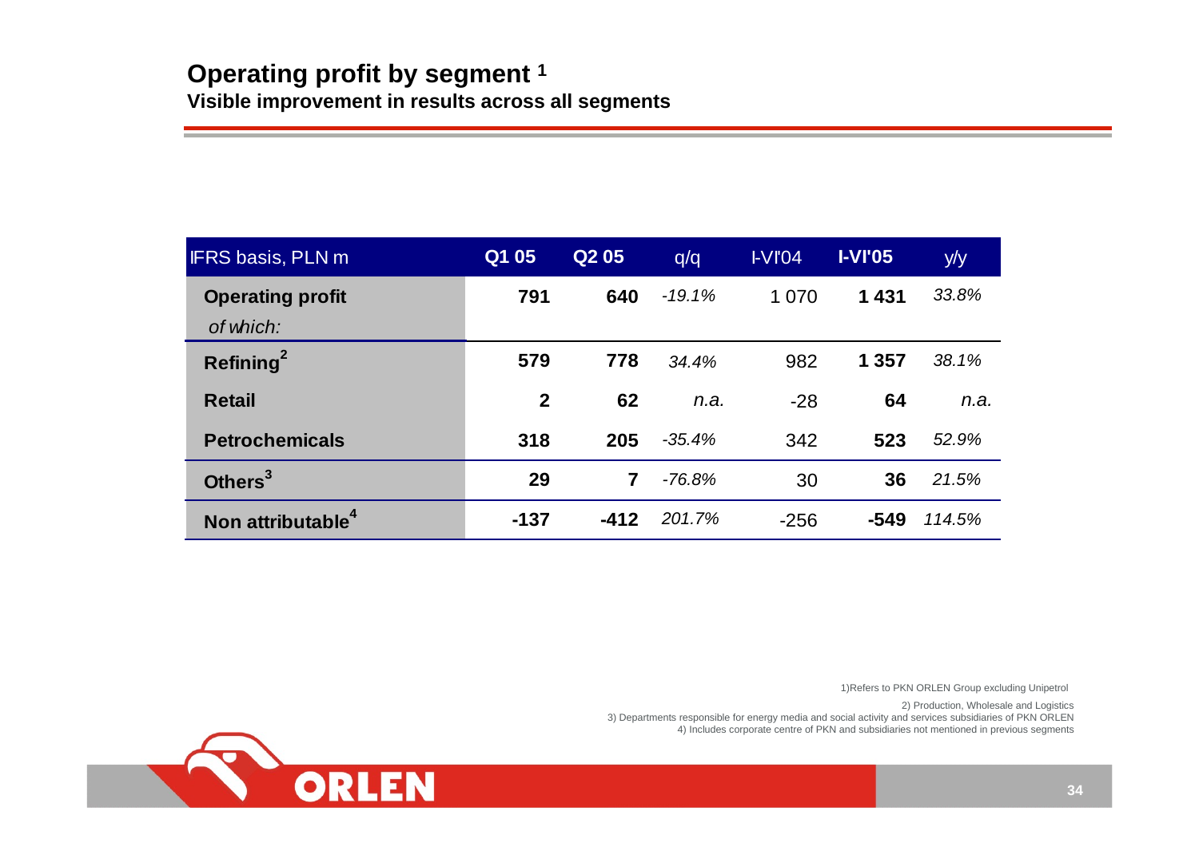# Operating profit by segment [1]

## Visible improvement in results across all segments

| IFRS basis, PLN m | Q1 05 | Q2 05 | q/q | I-VI'04 | I-VI'05 | y/y |
|---|---|---|---|---|---|---|
| **Operating profit** | **791** | **640** | *-19.1%* | 1 070 | **1 431** | *33.8%* |
| *of which:* | | | | | | |
| **Refining** [2] | **579** | **778** | *34.4%* | 982 | **1 357** | *38.1%* |
| **Retail** | **2** | **62** | *n.a.* | -28 | **64** | *n.a.* |
| **Petrochemicals** | **318** | **205** | *-35.4%* | 342 | **523** | *52.9%* |
| **Others** [3] | **29** | **7** | *-76.8%* | 30 | **36** | *21.5%* |
| **Non attributable** [4] | **-137** | **-412** | *201.7%* | -256 | **-549** | *114.5%* |

1)Refers to PKN ORLEN Group excluding Unipetrol

2) Production, Wholesale and Logistics

3) Departments responsible for energy media and social activity and services subsidiaries of PKN ORLEN

4) Includes corporate centre of PKN and subsidiaries not mentioned in previous segments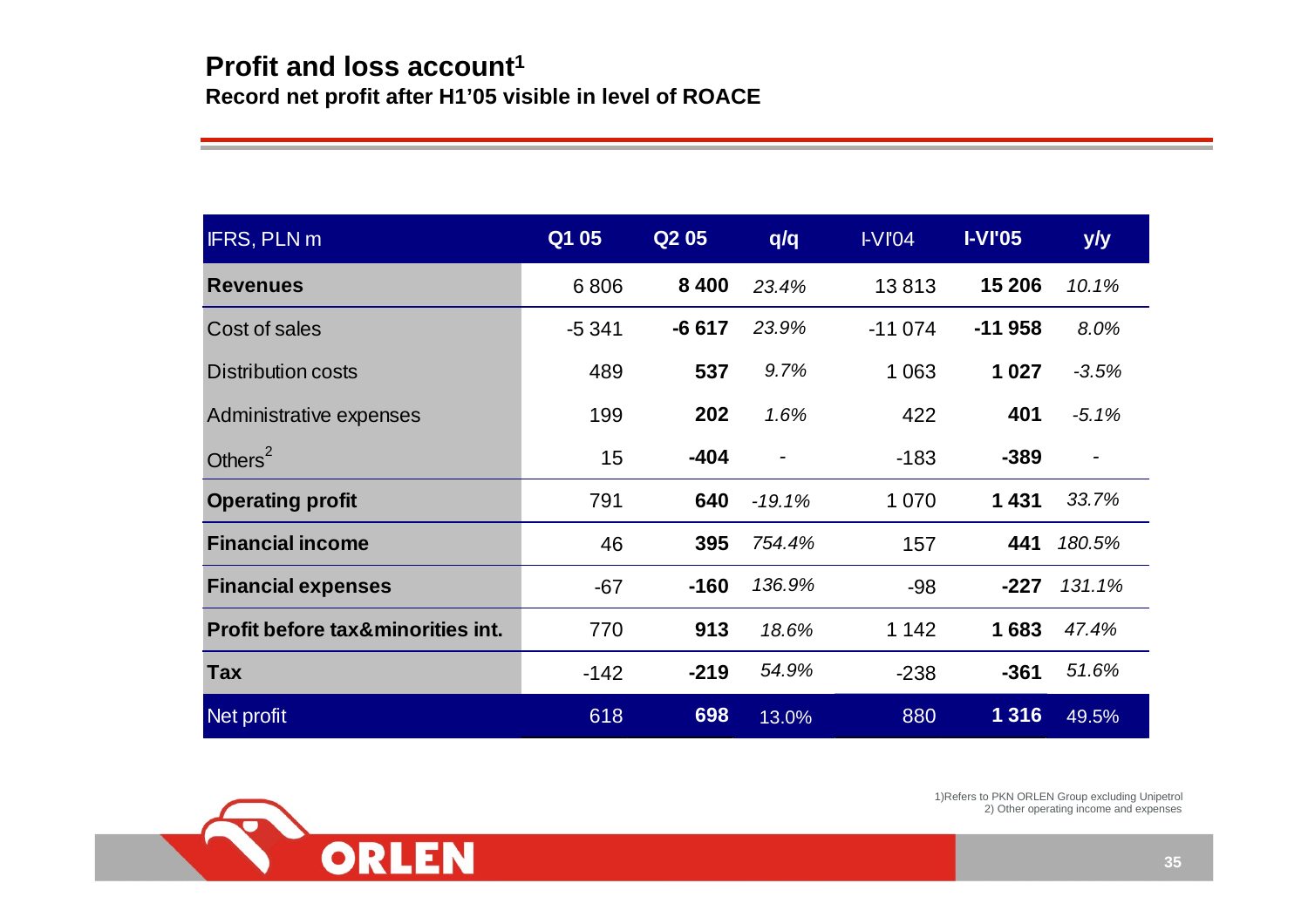# Profit and loss account[1]

**Record net profit after H1'05 visible in level of ROACE**

| IFRS, PLN m | Q1 05 | Q2 05 | q/q | I-VI'04 | I-VI'05 | y/y |
|---|---|---|---|---|---|---|
| **Revenues** | 6 806 | **8 400** | *23.4%* | 13 813 | **15 206** | *10.1%* |
| Cost of sales | -5 341 | **-6 617** | *23.9%* | -11 074 | **-11 958** | *8.0%* |
| Distribution costs | 489 | **537** | *9.7%* | 1 063 | **1 027** | *-3.5%* |
| Administrative expenses | 199 | **202** | *1.6%* | 422 | **401** | *-5.1%* |
| Others[2] | 15 | **-404** | - | -183 | **-389** | - |
| **Operating profit** | 791 | **640** | *-19.1%* | 1 070 | **1 431** | *33.7%* |
| **Financial income** | 46 | **395** | *754.4%* | 157 | **441** | *180.5%* |
| **Financial expenses** | -67 | **-160** | *136.9%* | -98 | **-227** | *131.1%* |
| **Profit before tax&minorities int.** | 770 | **913** | *18.6%* | 1 142 | **1 683** | *47.4%* |
| **Tax** | -142 | **-219** | *54.9%* | -238 | **-361** | *51.6%* |
| Net profit | 618 | **698** | 13.0% | 880 | **1 316** | 49.5% |

1)Refers to PKN ORLEN Group excluding Unipetrol
2) Other operating income and expenses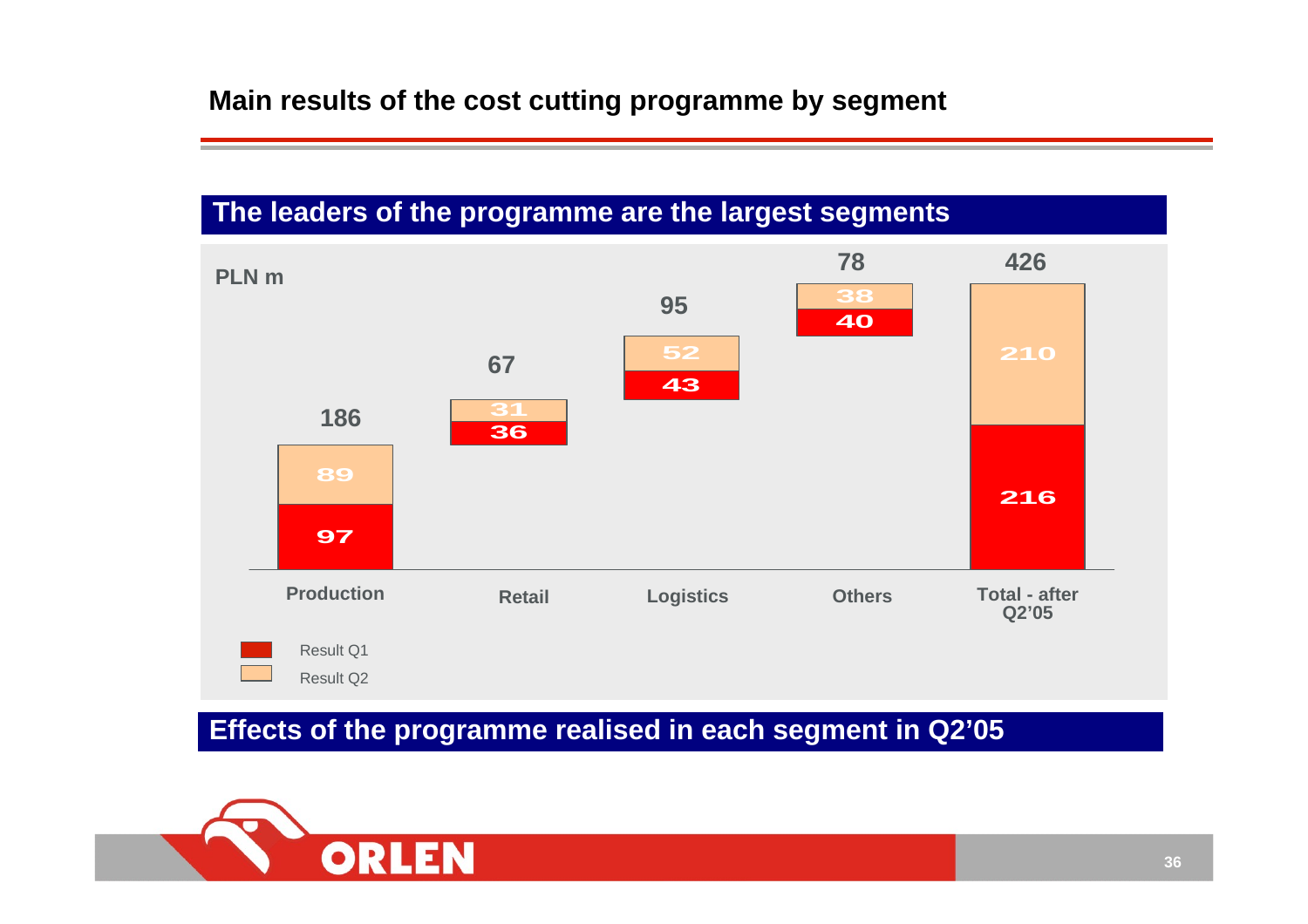## Main results of the cost cutting programme by segment

### The leaders of the programme are the largest segments

PLN m

| Segment | Result Q1 | Result Q2 | Total |
|---|---|---|---|
| Production | 97 | 89 | 186 |
| Retail | 36 | 31 | 67 |
| Logistics | 43 | 52 | 95 |
| Others | 40 | 38 | 78 |
| Total - after Q2'05 | 216 | 210 | 426 |

### Effects of the programme realised in each segment in Q2'05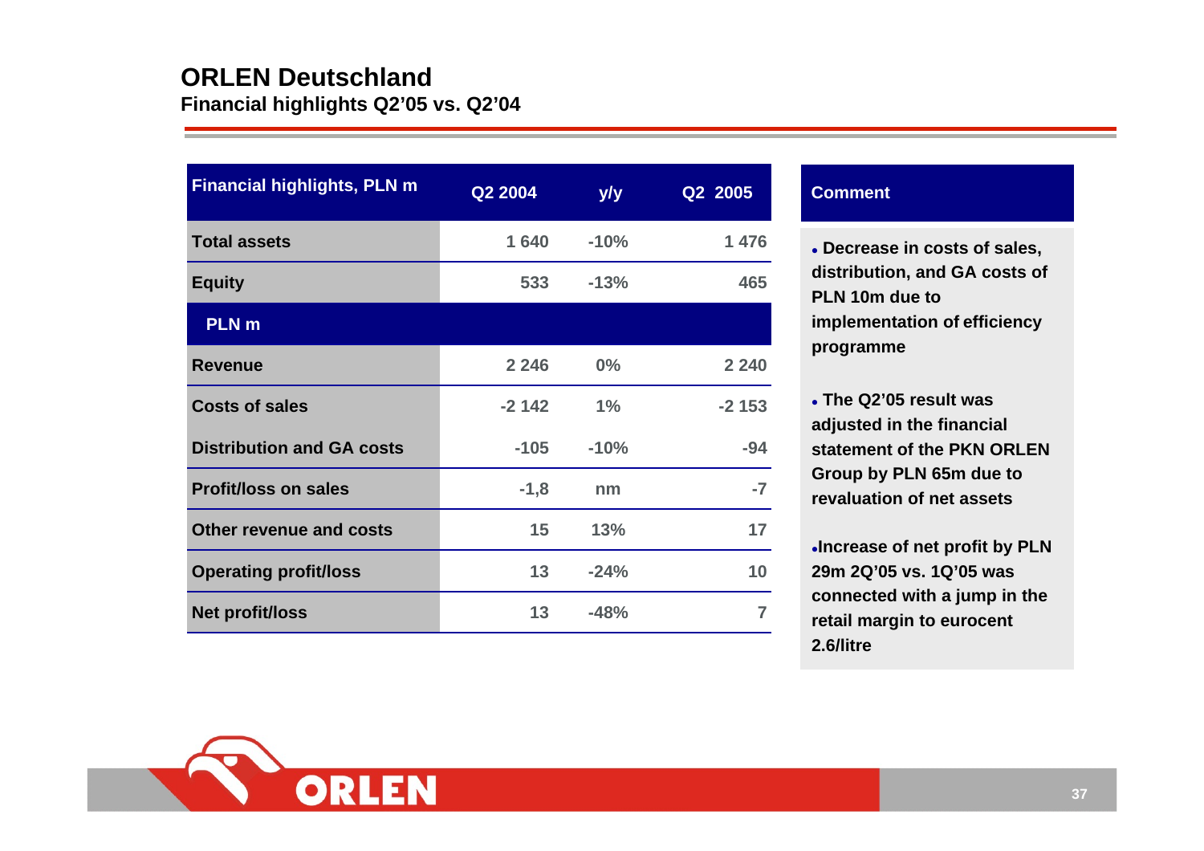# ORLEN Deutschland

## Financial highlights Q2'05 vs. Q2'04

| Financial highlights, PLN m | Q2 2004 | y/y | Q2 2005 |
|---|---|---|---|
| Total assets | 1 640 | -10% | 1 476 |
| Equity | 533 | -13% | 465 |
| **PLN m** | | | |
| Revenue | 2 246 | 0% | 2 240 |
| Costs of sales | -2 142 | 1% | -2 153 |
| Distribution and GA costs | -105 | -10% | -94 |
| Profit/loss on sales | -1,8 | nm | -7 |
| Other revenue and costs | 15 | 13% | 17 |
| Operating profit/loss | 13 | -24% | 10 |
| Net profit/loss | 13 | -48% | 7 |

**Comment**

- Decrease in costs of sales, distribution, and GA costs of PLN 10m due to implementation of efficiency programme
- The Q2'05 result was adjusted in the financial statement of the PKN ORLEN Group by PLN 65m due to revaluation of net assets
- Increase of net profit by PLN 29m 2Q'05 vs. 1Q'05 was connected with a jump in the retail margin to eurocent 2.6/litre